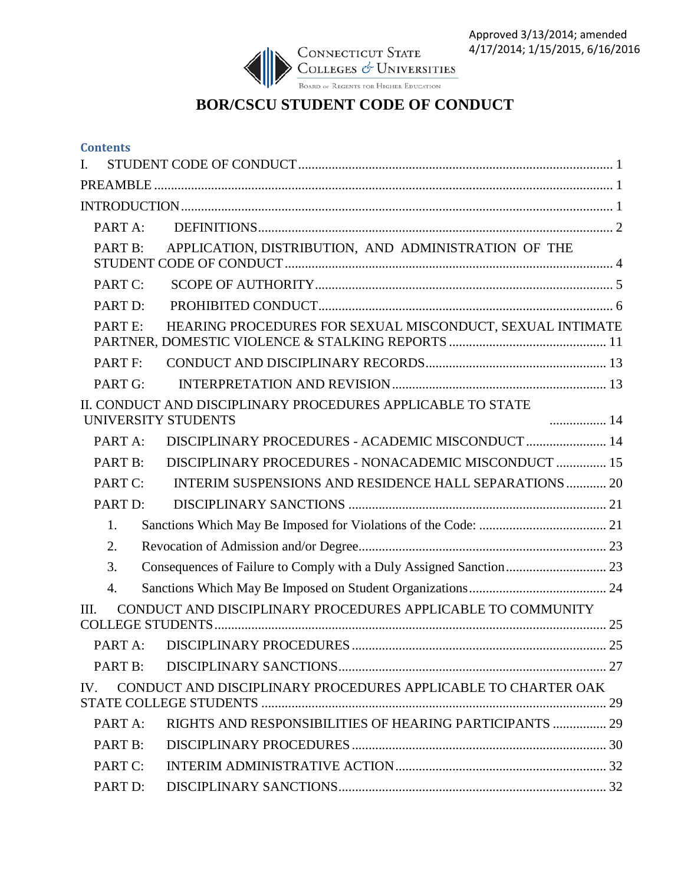Approved 3/13/2014; amended 4/17/2014; 1/15/2015, 6/16/2016

CONNECTICUT STATE COLLEGES & UNIVERSITIES

BOARD OF REGENTS FOR HIGHER EDUCATION

# BOR/CSCU STUDENT CODE OF CONDUCT

## Contents

I. STUDENT CODE OF CONDUCT ..... 1

PREAMBLE ..... 1

INTRODUCTION ..... 1

- PART A: DEFINITIONS ..... 2
- PART B: APPLICATION, DISTRIBUTION, AND ADMINISTRATION OF THE STUDENT CODE OF CONDUCT ..... 4
- PART C: SCOPE OF AUTHORITY ..... 5
- PART D: PROHIBITED CONDUCT ..... 6
- PART E: HEARING PROCEDURES FOR SEXUAL MISCONDUCT, SEXUAL INTIMATE PARTNER, DOMESTIC VIOLENCE & STALKING REPORTS ..... 11
- PART F: CONDUCT AND DISCIPLINARY RECORDS ..... 13
- PART G: INTERPRETATION AND REVISION ..... 13

II. CONDUCT AND DISCIPLINARY PROCEDURES APPLICABLE TO STATE UNIVERSITY STUDENTS ..... 14

- PART A: DISCIPLINARY PROCEDURES - ACADEMIC MISCONDUCT ..... 14
- PART B: DISCIPLINARY PROCEDURES - NONACADEMIC MISCONDUCT ..... 15
- PART C: INTERIM SUSPENSIONS AND RESIDENCE HALL SEPARATIONS ..... 20
- PART D: DISCIPLINARY SANCTIONS ..... 21
  1. Sanctions Which May Be Imposed for Violations of the Code: ..... 21
  2. Revocation of Admission and/or Degree ..... 23
  3. Consequences of Failure to Comply with a Duly Assigned Sanction ..... 23
  4. Sanctions Which May Be Imposed on Student Organizations ..... 24

III. CONDUCT AND DISCIPLINARY PROCEDURES APPLICABLE TO COMMUNITY COLLEGE STUDENTS ..... 25

- PART A: DISCIPLINARY PROCEDURES ..... 25
- PART B: DISCIPLINARY SANCTIONS ..... 27

IV. CONDUCT AND DISCIPLINARY PROCEDURES APPLICABLE TO CHARTER OAK STATE COLLEGE STUDENTS ..... 29

- PART A: RIGHTS AND RESPONSIBILITIES OF HEARING PARTICIPANTS ..... 29
- PART B: DISCIPLINARY PROCEDURES ..... 30
- PART C: INTERIM ADMINISTRATIVE ACTION ..... 32
- PART D: DISCIPLINARY SANCTIONS ..... 32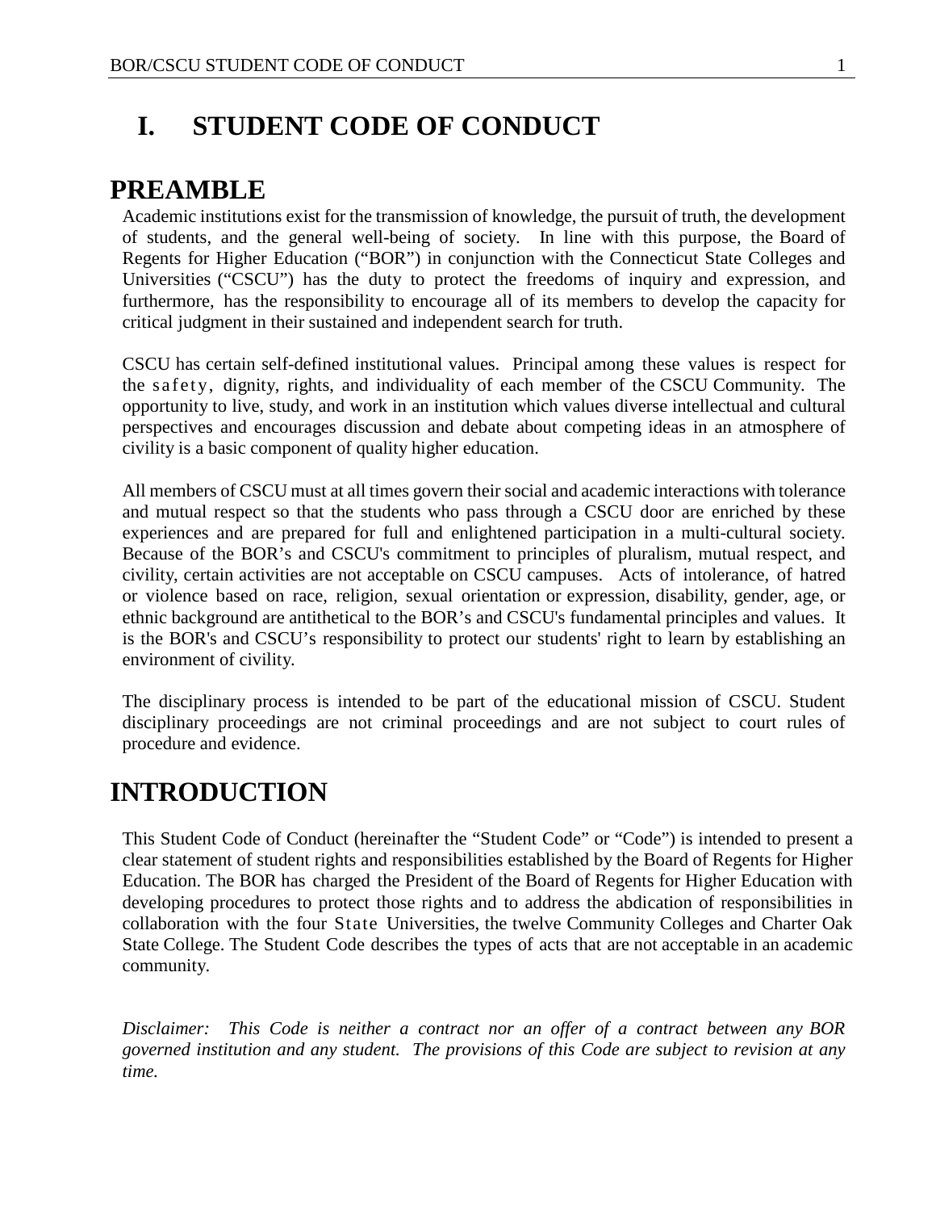# I. STUDENT CODE OF CONDUCT

## PREAMBLE

Academic institutions exist for the transmission of knowledge, the pursuit of truth, the development of students, and the general well-being of society. In line with this purpose, the Board of Regents for Higher Education ("BOR") in conjunction with the Connecticut State Colleges and Universities ("CSCU") has the duty to protect the freedoms of inquiry and expression, and furthermore, has the responsibility to encourage all of its members to develop the capacity for critical judgment in their sustained and independent search for truth.

CSCU has certain self-defined institutional values. Principal among these values is respect for the safety, dignity, rights, and individuality of each member of the CSCU Community. The opportunity to live, study, and work in an institution which values diverse intellectual and cultural perspectives and encourages discussion and debate about competing ideas in an atmosphere of civility is a basic component of quality higher education.

All members of CSCU must at all times govern their social and academic interactions with tolerance and mutual respect so that the students who pass through a CSCU door are enriched by these experiences and are prepared for full and enlightened participation in a multi-cultural society. Because of the BOR's and CSCU's commitment to principles of pluralism, mutual respect, and civility, certain activities are not acceptable on CSCU campuses. Acts of intolerance, of hatred or violence based on race, religion, sexual orientation or expression, disability, gender, age, or ethnic background are antithetical to the BOR's and CSCU's fundamental principles and values. It is the BOR's and CSCU's responsibility to protect our students' right to learn by establishing an environment of civility.

The disciplinary process is intended to be part of the educational mission of CSCU. Student disciplinary proceedings are not criminal proceedings and are not subject to court rules of procedure and evidence.

## INTRODUCTION

This Student Code of Conduct (hereinafter the "Student Code" or "Code") is intended to present a clear statement of student rights and responsibilities established by the Board of Regents for Higher Education. The BOR has charged the President of the Board of Regents for Higher Education with developing procedures to protect those rights and to address the abdication of responsibilities in collaboration with the four State Universities, the twelve Community Colleges and Charter Oak State College. The Student Code describes the types of acts that are not acceptable in an academic community.

*Disclaimer: This Code is neither a contract nor an offer of a contract between any BOR governed institution and any student. The provisions of this Code are subject to revision at any time.*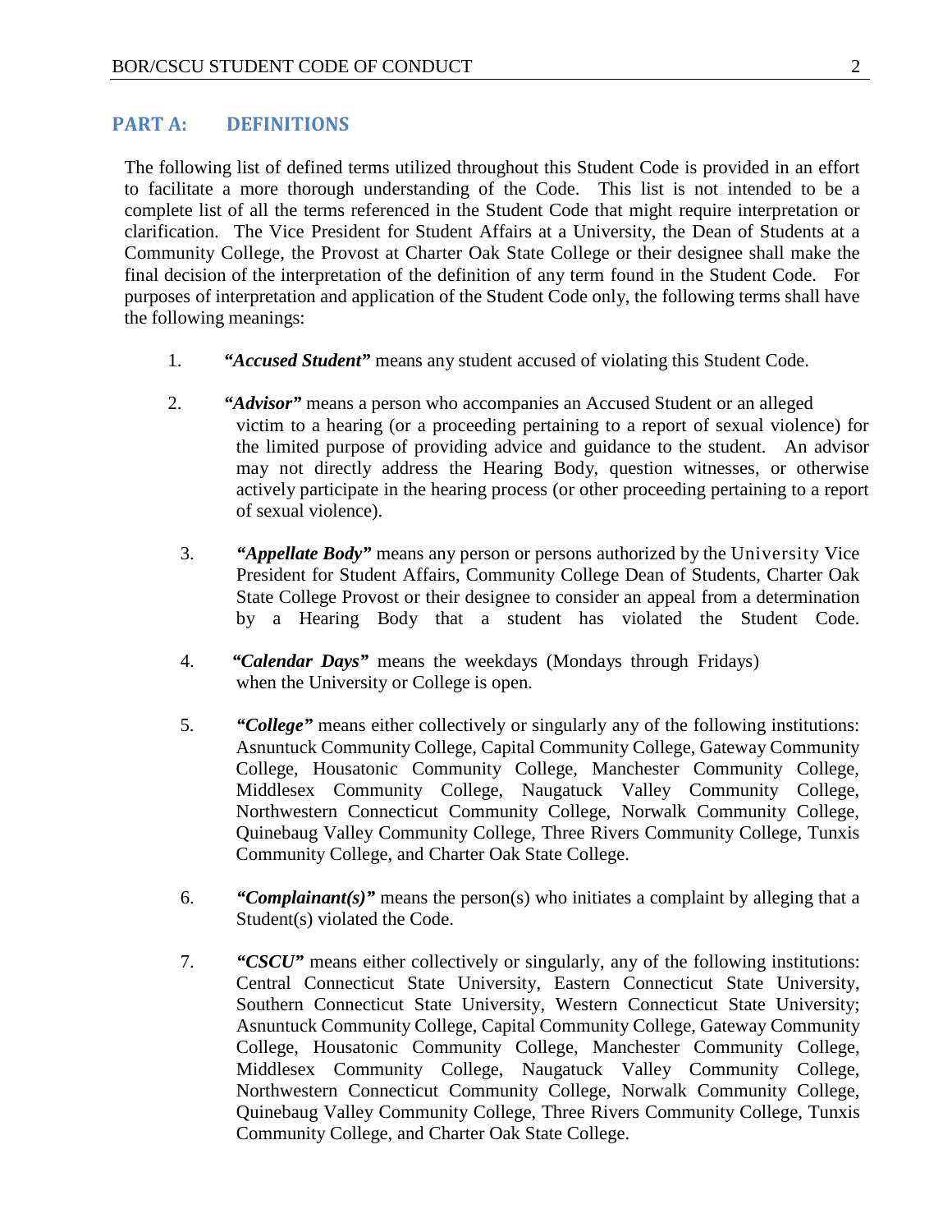## PART A: DEFINITIONS

The following list of defined terms utilized throughout this Student Code is provided in an effort to facilitate a more thorough understanding of the Code. This list is not intended to be a complete list of all the terms referenced in the Student Code that might require interpretation or clarification. The Vice President for Student Affairs at a University, the Dean of Students at a Community College, the Provost at Charter Oak State College or their designee shall make the final decision of the interpretation of the definition of any term found in the Student Code. For purposes of interpretation and application of the Student Code only, the following terms shall have the following meanings:

1. ***"Accused Student"*** means any student accused of violating this Student Code.

2. ***"Advisor"*** means a person who accompanies an Accused Student or an alleged victim to a hearing (or a proceeding pertaining to a report of sexual violence) for the limited purpose of providing advice and guidance to the student. An advisor may not directly address the Hearing Body, question witnesses, or otherwise actively participate in the hearing process (or other proceeding pertaining to a report of sexual violence).

3. ***"Appellate Body"*** means any person or persons authorized by the University Vice President for Student Affairs, Community College Dean of Students, Charter Oak State College Provost or their designee to consider an appeal from a determination by a Hearing Body that a student has violated the Student Code.

4. ***"Calendar Days"*** means the weekdays (Mondays through Fridays) when the University or College is open.

5. ***"College"*** means either collectively or singularly any of the following institutions: Asnuntuck Community College, Capital Community College, Gateway Community College, Housatonic Community College, Manchester Community College, Middlesex Community College, Naugatuck Valley Community College, Northwestern Connecticut Community College, Norwalk Community College, Quinebaug Valley Community College, Three Rivers Community College, Tunxis Community College, and Charter Oak State College.

6. ***"Complainant(s)"*** means the person(s) who initiates a complaint by alleging that a Student(s) violated the Code.

7. ***"CSCU"*** means either collectively or singularly, any of the following institutions: Central Connecticut State University, Eastern Connecticut State University, Southern Connecticut State University, Western Connecticut State University; Asnuntuck Community College, Capital Community College, Gateway Community College, Housatonic Community College, Manchester Community College, Middlesex Community College, Naugatuck Valley Community College, Northwestern Connecticut Community College, Norwalk Community College, Quinebaug Valley Community College, Three Rivers Community College, Tunxis Community College, and Charter Oak State College.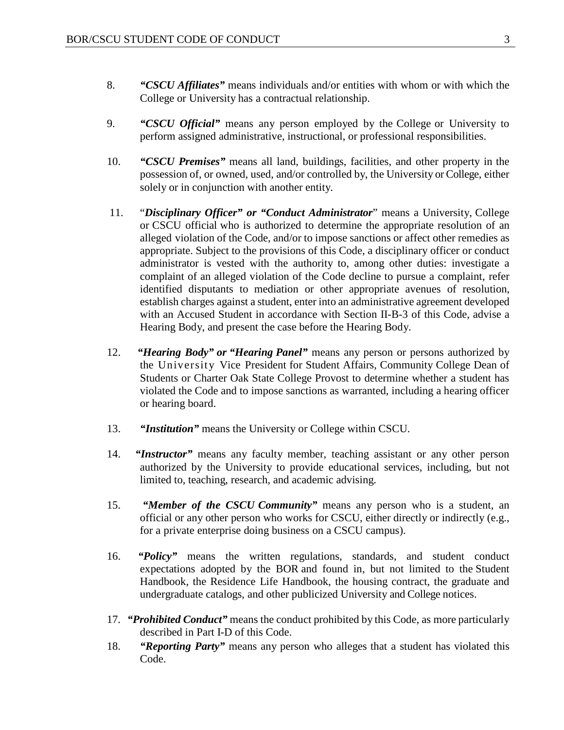8. ***"CSCU Affiliates"*** means individuals and/or entities with whom or with which the College or University has a contractual relationship.

9. ***"CSCU Official"*** means any person employed by the College or University to perform assigned administrative, instructional, or professional responsibilities.

10. ***"CSCU Premises"*** means all land, buildings, facilities, and other property in the possession of, or owned, used, and/or controlled by, the University or College, either solely or in conjunction with another entity.

11. "***Disciplinary Officer" or "Conduct Administrator***" means a University, College or CSCU official who is authorized to determine the appropriate resolution of an alleged violation of the Code, and/or to impose sanctions or affect other remedies as appropriate. Subject to the provisions of this Code, a disciplinary officer or conduct administrator is vested with the authority to, among other duties: investigate a complaint of an alleged violation of the Code decline to pursue a complaint, refer identified disputants to mediation or other appropriate avenues of resolution, establish charges against a student, enter into an administrative agreement developed with an Accused Student in accordance with Section II-B-3 of this Code, advise a Hearing Body, and present the case before the Hearing Body.

12. ***"Hearing Body" or "Hearing Panel"*** means any person or persons authorized by the University Vice President for Student Affairs, Community College Dean of Students or Charter Oak State College Provost to determine whether a student has violated the Code and to impose sanctions as warranted, including a hearing officer or hearing board.

13. ***"Institution"*** means the University or College within CSCU.

14. ***"Instructor"*** means any faculty member, teaching assistant or any other person authorized by the University to provide educational services, including, but not limited to, teaching, research, and academic advising.

15. ***"Member of the CSCU Community"*** means any person who is a student, an official or any other person who works for CSCU, either directly or indirectly (e.g., for a private enterprise doing business on a CSCU campus).

16. ***"Policy"*** means the written regulations, standards, and student conduct expectations adopted by the BOR and found in, but not limited to the Student Handbook, the Residence Life Handbook, the housing contract, the graduate and undergraduate catalogs, and other publicized University and College notices.

17. ***"Prohibited Conduct"*** means the conduct prohibited by this Code, as more particularly described in Part I-D of this Code.

18. ***"Reporting Party"*** means any person who alleges that a student has violated this Code.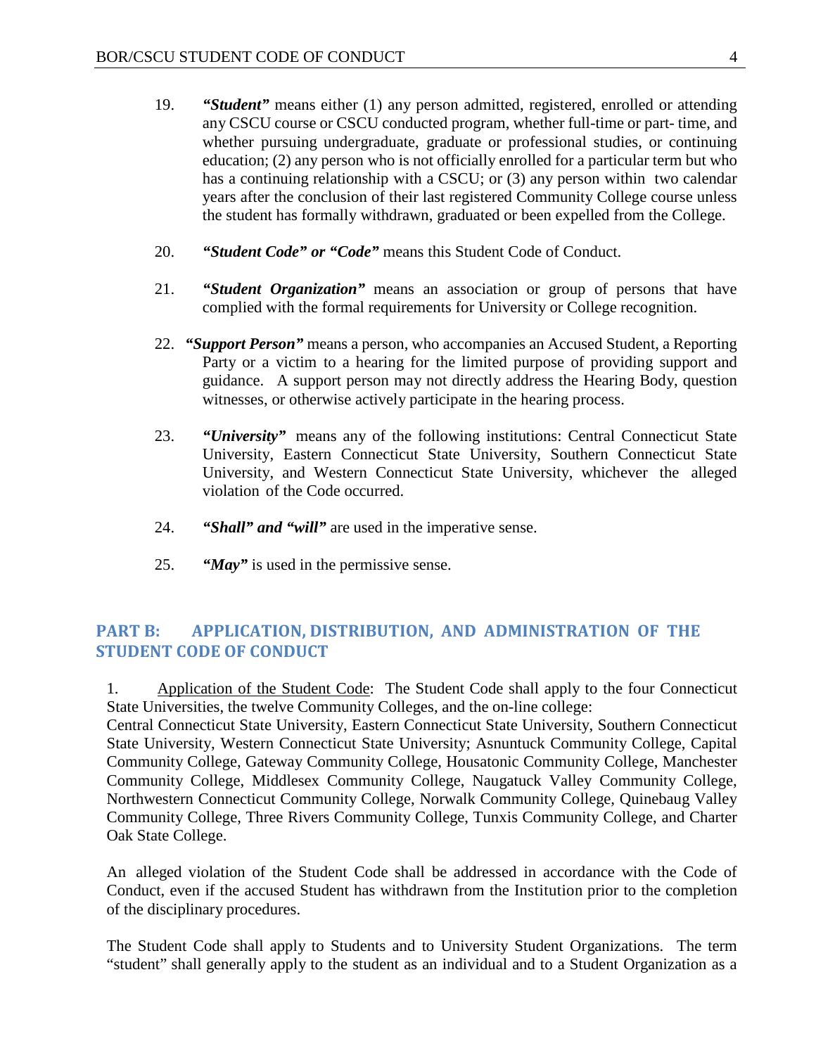19. ***"Student"*** means either (1) any person admitted, registered, enrolled or attending any CSCU course or CSCU conducted program, whether full-time or part- time, and whether pursuing undergraduate, graduate or professional studies, or continuing education; (2) any person who is not officially enrolled for a particular term but who has a continuing relationship with a CSCU; or (3) any person within two calendar years after the conclusion of their last registered Community College course unless the student has formally withdrawn, graduated or been expelled from the College.

20. ***"Student Code" or "Code"*** means this Student Code of Conduct.

21. ***"Student Organization"*** means an association or group of persons that have complied with the formal requirements for University or College recognition.

22. ***"Support Person"*** means a person, who accompanies an Accused Student, a Reporting Party or a victim to a hearing for the limited purpose of providing support and guidance. A support person may not directly address the Hearing Body, question witnesses, or otherwise actively participate in the hearing process.

23. ***"University"*** means any of the following institutions: Central Connecticut State University, Eastern Connecticut State University, Southern Connecticut State University, and Western Connecticut State University, whichever the alleged violation of the Code occurred.

24. ***"Shall" and "will"*** are used in the imperative sense.

25. ***"May"*** is used in the permissive sense.

## PART B: APPLICATION, DISTRIBUTION, AND ADMINISTRATION OF THE STUDENT CODE OF CONDUCT

1. Application of the Student Code: The Student Code shall apply to the four Connecticut State Universities, the twelve Community Colleges, and the on-line college: Central Connecticut State University, Eastern Connecticut State University, Southern Connecticut State University, Western Connecticut State University; Asnuntuck Community College, Capital Community College, Gateway Community College, Housatonic Community College, Manchester Community College, Middlesex Community College, Naugatuck Valley Community College, Northwestern Connecticut Community College, Norwalk Community College, Quinebaug Valley Community College, Three Rivers Community College, Tunxis Community College, and Charter Oak State College.

An alleged violation of the Student Code shall be addressed in accordance with the Code of Conduct, even if the accused Student has withdrawn from the Institution prior to the completion of the disciplinary procedures.

The Student Code shall apply to Students and to University Student Organizations. The term "student" shall generally apply to the student as an individual and to a Student Organization as a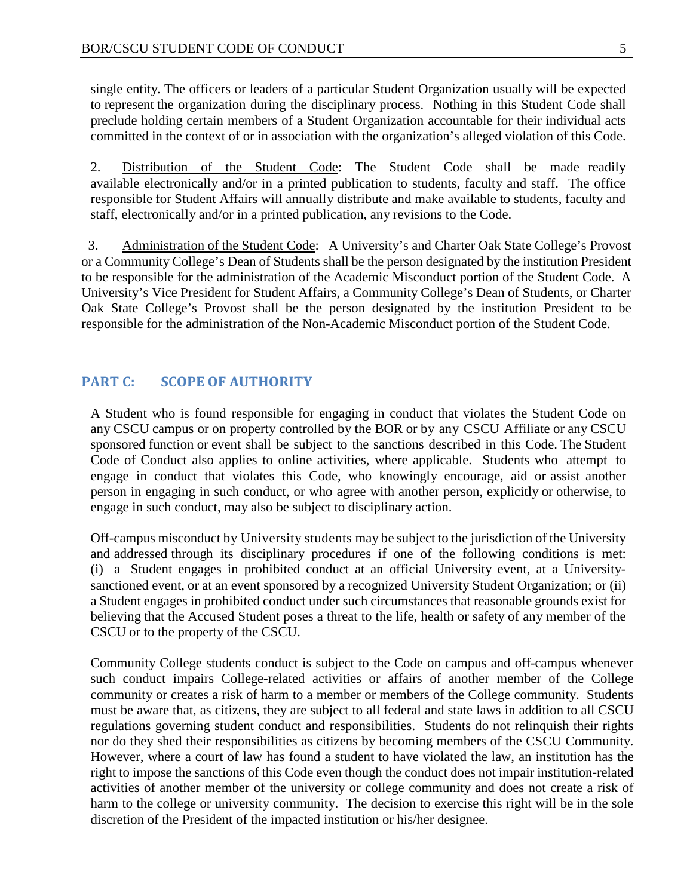single entity. The officers or leaders of a particular Student Organization usually will be expected to represent the organization during the disciplinary process. Nothing in this Student Code shall preclude holding certain members of a Student Organization accountable for their individual acts committed in the context of or in association with the organization's alleged violation of this Code.

2. Distribution of the Student Code: The Student Code shall be made readily available electronically and/or in a printed publication to students, faculty and staff. The office responsible for Student Affairs will annually distribute and make available to students, faculty and staff, electronically and/or in a printed publication, any revisions to the Code.

3. Administration of the Student Code: A University's and Charter Oak State College's Provost or a Community College's Dean of Students shall be the person designated by the institution President to be responsible for the administration of the Academic Misconduct portion of the Student Code. A University's Vice President for Student Affairs, a Community College's Dean of Students, or Charter Oak State College's Provost shall be the person designated by the institution President to be responsible for the administration of the Non-Academic Misconduct portion of the Student Code.

## PART C: SCOPE OF AUTHORITY

A Student who is found responsible for engaging in conduct that violates the Student Code on any CSCU campus or on property controlled by the BOR or by any CSCU Affiliate or any CSCU sponsored function or event shall be subject to the sanctions described in this Code. The Student Code of Conduct also applies to online activities, where applicable. Students who attempt to engage in conduct that violates this Code, who knowingly encourage, aid or assist another person in engaging in such conduct, or who agree with another person, explicitly or otherwise, to engage in such conduct, may also be subject to disciplinary action.

Off-campus misconduct by University students may be subject to the jurisdiction of the University and addressed through its disciplinary procedures if one of the following conditions is met: (i) a Student engages in prohibited conduct at an official University event, at a University-sanctioned event, or at an event sponsored by a recognized University Student Organization; or (ii) a Student engages in prohibited conduct under such circumstances that reasonable grounds exist for believing that the Accused Student poses a threat to the life, health or safety of any member of the CSCU or to the property of the CSCU.

Community College students conduct is subject to the Code on campus and off-campus whenever such conduct impairs College-related activities or affairs of another member of the College community or creates a risk of harm to a member or members of the College community. Students must be aware that, as citizens, they are subject to all federal and state laws in addition to all CSCU regulations governing student conduct and responsibilities. Students do not relinquish their rights nor do they shed their responsibilities as citizens by becoming members of the CSCU Community. However, where a court of law has found a student to have violated the law, an institution has the right to impose the sanctions of this Code even though the conduct does not impair institution-related activities of another member of the university or college community and does not create a risk of harm to the college or university community. The decision to exercise this right will be in the sole discretion of the President of the impacted institution or his/her designee.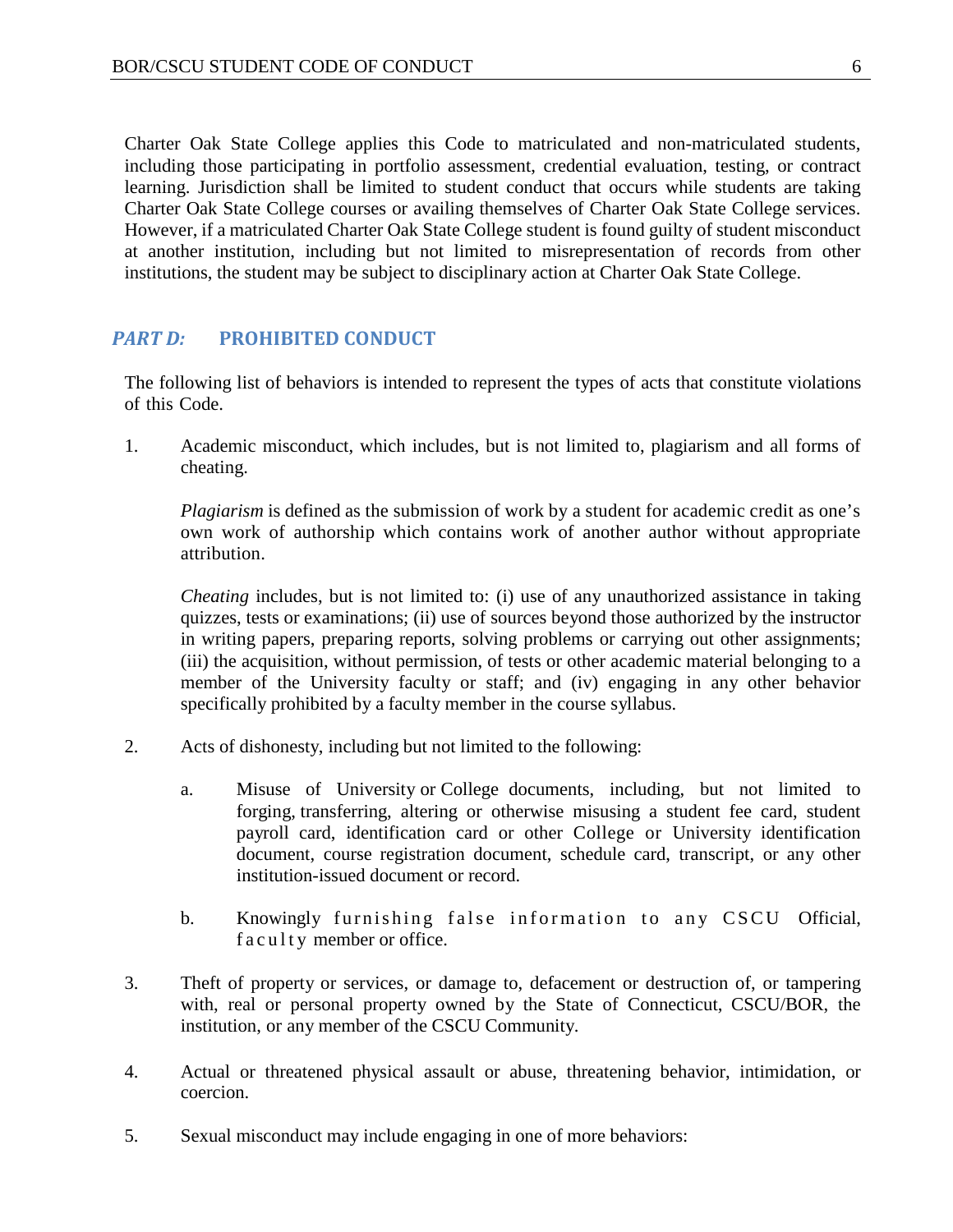Charter Oak State College applies this Code to matriculated and non-matriculated students, including those participating in portfolio assessment, credential evaluation, testing, or contract learning. Jurisdiction shall be limited to student conduct that occurs while students are taking Charter Oak State College courses or availing themselves of Charter Oak State College services. However, if a matriculated Charter Oak State College student is found guilty of student misconduct at another institution, including but not limited to misrepresentation of records from other institutions, the student may be subject to disciplinary action at Charter Oak State College.

## *PART D:* PROHIBITED CONDUCT

The following list of behaviors is intended to represent the types of acts that constitute violations of this Code.

1. Academic misconduct, which includes, but is not limited to, plagiarism and all forms of cheating.

   *Plagiarism* is defined as the submission of work by a student for academic credit as one's own work of authorship which contains work of another author without appropriate attribution.

   *Cheating* includes, but is not limited to: (i) use of any unauthorized assistance in taking quizzes, tests or examinations; (ii) use of sources beyond those authorized by the instructor in writing papers, preparing reports, solving problems or carrying out other assignments; (iii) the acquisition, without permission, of tests or other academic material belonging to a member of the University faculty or staff; and (iv) engaging in any other behavior specifically prohibited by a faculty member in the course syllabus.

2. Acts of dishonesty, including but not limited to the following:

   a. Misuse of University or College documents, including, but not limited to forging, transferring, altering or otherwise misusing a student fee card, student payroll card, identification card or other College or University identification document, course registration document, schedule card, transcript, or any other institution-issued document or record.

   b. Knowingly furnishing false information to any CSCU Official, faculty member or office.

3. Theft of property or services, or damage to, defacement or destruction of, or tampering with, real or personal property owned by the State of Connecticut, CSCU/BOR, the institution, or any member of the CSCU Community.

4. Actual or threatened physical assault or abuse, threatening behavior, intimidation, or coercion.

5. Sexual misconduct may include engaging in one of more behaviors: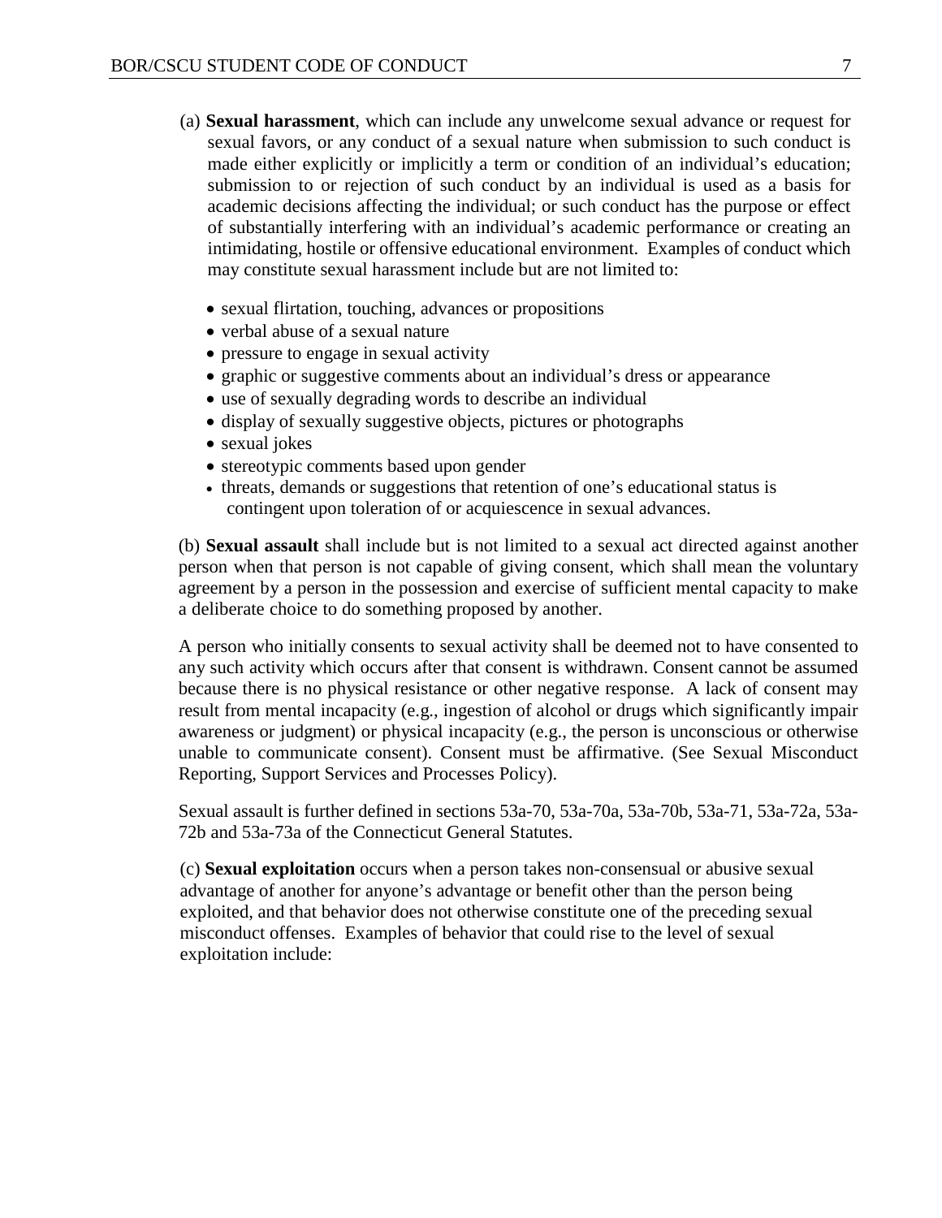(a) **Sexual harassment**, which can include any unwelcome sexual advance or request for sexual favors, or any conduct of a sexual nature when submission to such conduct is made either explicitly or implicitly a term or condition of an individual's education; submission to or rejection of such conduct by an individual is used as a basis for academic decisions affecting the individual; or such conduct has the purpose or effect of substantially interfering with an individual's academic performance or creating an intimidating, hostile or offensive educational environment. Examples of conduct which may constitute sexual harassment include but are not limited to:

- sexual flirtation, touching, advances or propositions
- verbal abuse of a sexual nature
- pressure to engage in sexual activity
- graphic or suggestive comments about an individual's dress or appearance
- use of sexually degrading words to describe an individual
- display of sexually suggestive objects, pictures or photographs
- sexual jokes
- stereotypic comments based upon gender
- threats, demands or suggestions that retention of one's educational status is contingent upon toleration of or acquiescence in sexual advances.

(b) **Sexual assault** shall include but is not limited to a sexual act directed against another person when that person is not capable of giving consent, which shall mean the voluntary agreement by a person in the possession and exercise of sufficient mental capacity to make a deliberate choice to do something proposed by another.

A person who initially consents to sexual activity shall be deemed not to have consented to any such activity which occurs after that consent is withdrawn. Consent cannot be assumed because there is no physical resistance or other negative response. A lack of consent may result from mental incapacity (e.g., ingestion of alcohol or drugs which significantly impair awareness or judgment) or physical incapacity (e.g., the person is unconscious or otherwise unable to communicate consent). Consent must be affirmative. (See Sexual Misconduct Reporting, Support Services and Processes Policy).

Sexual assault is further defined in sections 53a-70, 53a-70a, 53a-70b, 53a-71, 53a-72a, 53a-72b and 53a-73a of the Connecticut General Statutes.

(c) **Sexual exploitation** occurs when a person takes non-consensual or abusive sexual advantage of another for anyone's advantage or benefit other than the person being exploited, and that behavior does not otherwise constitute one of the preceding sexual misconduct offenses. Examples of behavior that could rise to the level of sexual exploitation include: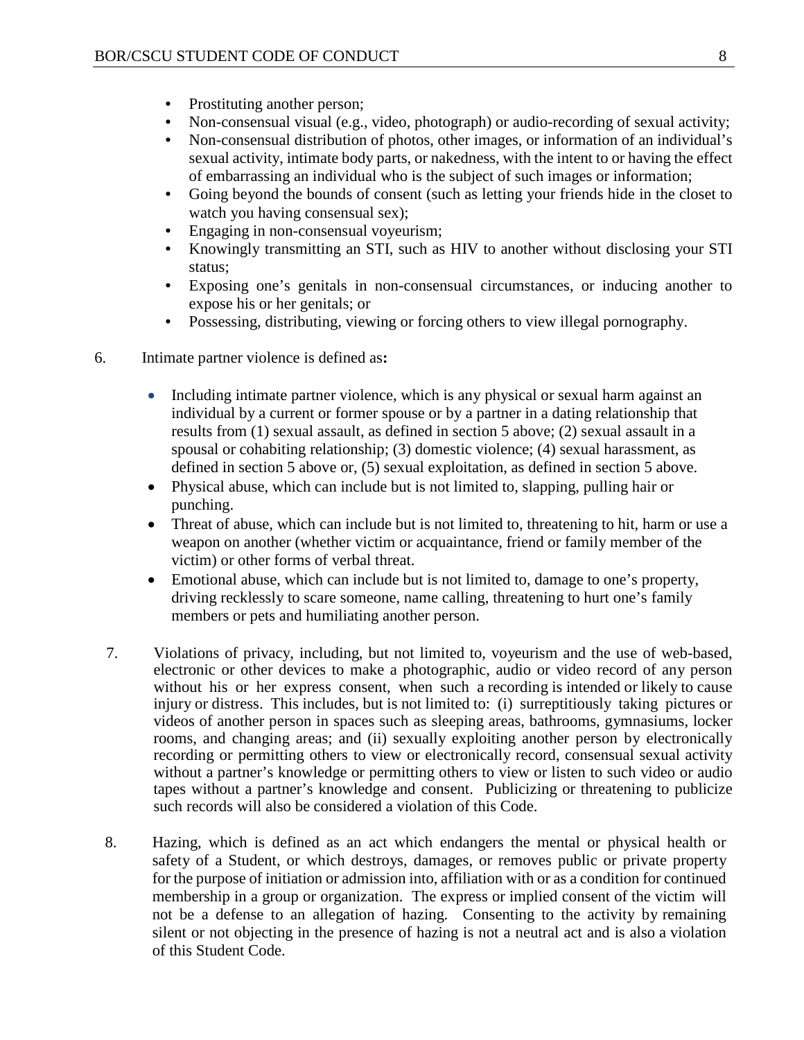- Prostituting another person;
- Non-consensual visual (e.g., video, photograph) or audio-recording of sexual activity;
- Non-consensual distribution of photos, other images, or information of an individual's sexual activity, intimate body parts, or nakedness, with the intent to or having the effect of embarrassing an individual who is the subject of such images or information;
- Going beyond the bounds of consent (such as letting your friends hide in the closet to watch you having consensual sex);
- Engaging in non-consensual voyeurism;
- Knowingly transmitting an STI, such as HIV to another without disclosing your STI status;
- Exposing one's genitals in non-consensual circumstances, or inducing another to expose his or her genitals; or
- Possessing, distributing, viewing or forcing others to view illegal pornography.

6. Intimate partner violence is defined as**:**

   - Including intimate partner violence, which is any physical or sexual harm against an individual by a current or former spouse or by a partner in a dating relationship that results from (1) sexual assault, as defined in section 5 above; (2) sexual assault in a spousal or cohabiting relationship; (3) domestic violence; (4) sexual harassment, as defined in section 5 above or, (5) sexual exploitation, as defined in section 5 above.
   - Physical abuse, which can include but is not limited to, slapping, pulling hair or punching.
   - Threat of abuse, which can include but is not limited to, threatening to hit, harm or use a weapon on another (whether victim or acquaintance, friend or family member of the victim) or other forms of verbal threat.
   - Emotional abuse, which can include but is not limited to, damage to one's property, driving recklessly to scare someone, name calling, threatening to hurt one's family members or pets and humiliating another person.

7. Violations of privacy, including, but not limited to, voyeurism and the use of web-based, electronic or other devices to make a photographic, audio or video record of any person without his or her express consent, when such a recording is intended or likely to cause injury or distress. This includes, but is not limited to: (i) surreptitiously taking pictures or videos of another person in spaces such as sleeping areas, bathrooms, gymnasiums, locker rooms, and changing areas; and (ii) sexually exploiting another person by electronically recording or permitting others to view or electronically record, consensual sexual activity without a partner's knowledge or permitting others to view or listen to such video or audio tapes without a partner's knowledge and consent. Publicizing or threatening to publicize such records will also be considered a violation of this Code.

8. Hazing, which is defined as an act which endangers the mental or physical health or safety of a Student, or which destroys, damages, or removes public or private property for the purpose of initiation or admission into, affiliation with or as a condition for continued membership in a group or organization. The express or implied consent of the victim will not be a defense to an allegation of hazing. Consenting to the activity by remaining silent or not objecting in the presence of hazing is not a neutral act and is also a violation of this Student Code.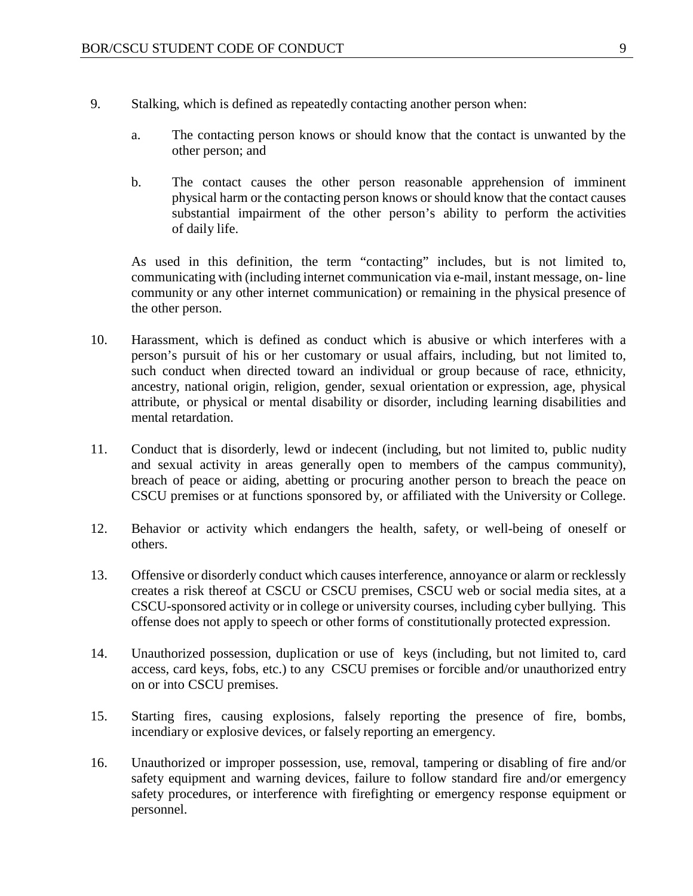9. Stalking, which is defined as repeatedly contacting another person when:

   a. The contacting person knows or should know that the contact is unwanted by the other person; and

   b. The contact causes the other person reasonable apprehension of imminent physical harm or the contacting person knows or should know that the contact causes substantial impairment of the other person's ability to perform the activities of daily life.

   As used in this definition, the term "contacting" includes, but is not limited to, communicating with (including internet communication via e-mail, instant message, on- line community or any other internet communication) or remaining in the physical presence of the other person.

10. Harassment, which is defined as conduct which is abusive or which interferes with a person's pursuit of his or her customary or usual affairs, including, but not limited to, such conduct when directed toward an individual or group because of race, ethnicity, ancestry, national origin, religion, gender, sexual orientation or expression, age, physical attribute, or physical or mental disability or disorder, including learning disabilities and mental retardation.

11. Conduct that is disorderly, lewd or indecent (including, but not limited to, public nudity and sexual activity in areas generally open to members of the campus community), breach of peace or aiding, abetting or procuring another person to breach the peace on CSCU premises or at functions sponsored by, or affiliated with the University or College.

12. Behavior or activity which endangers the health, safety, or well-being of oneself or others.

13. Offensive or disorderly conduct which causes interference, annoyance or alarm or recklessly creates a risk thereof at CSCU or CSCU premises, CSCU web or social media sites, at a CSCU-sponsored activity or in college or university courses, including cyber bullying. This offense does not apply to speech or other forms of constitutionally protected expression.

14. Unauthorized possession, duplication or use of keys (including, but not limited to, card access, card keys, fobs, etc.) to any CSCU premises or forcible and/or unauthorized entry on or into CSCU premises.

15. Starting fires, causing explosions, falsely reporting the presence of fire, bombs, incendiary or explosive devices, or falsely reporting an emergency.

16. Unauthorized or improper possession, use, removal, tampering or disabling of fire and/or safety equipment and warning devices, failure to follow standard fire and/or emergency safety procedures, or interference with firefighting or emergency response equipment or personnel.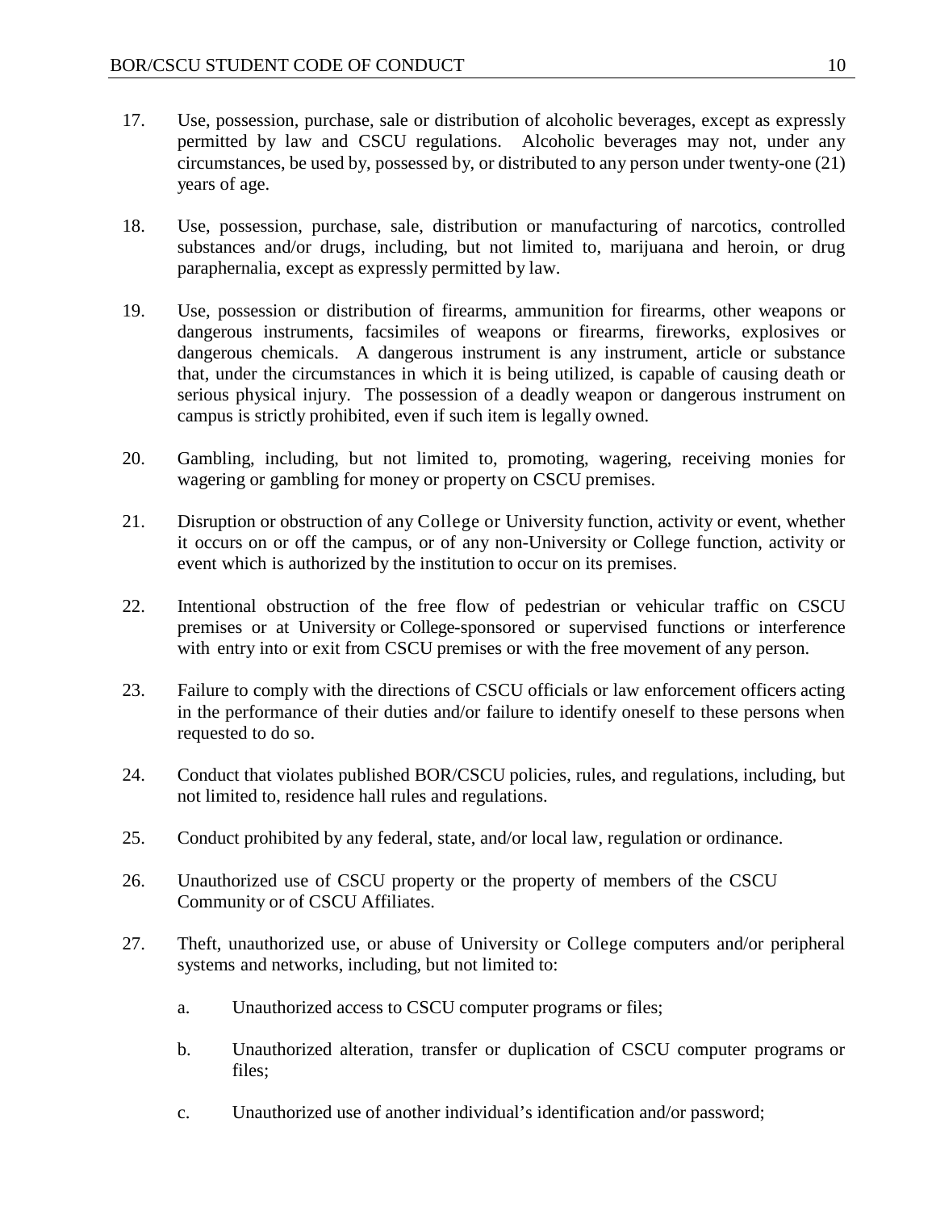17. Use, possession, purchase, sale or distribution of alcoholic beverages, except as expressly permitted by law and CSCU regulations. Alcoholic beverages may not, under any circumstances, be used by, possessed by, or distributed to any person under twenty-one (21) years of age.

18. Use, possession, purchase, sale, distribution or manufacturing of narcotics, controlled substances and/or drugs, including, but not limited to, marijuana and heroin, or drug paraphernalia, except as expressly permitted by law.

19. Use, possession or distribution of firearms, ammunition for firearms, other weapons or dangerous instruments, facsimiles of weapons or firearms, fireworks, explosives or dangerous chemicals. A dangerous instrument is any instrument, article or substance that, under the circumstances in which it is being utilized, is capable of causing death or serious physical injury. The possession of a deadly weapon or dangerous instrument on campus is strictly prohibited, even if such item is legally owned.

20. Gambling, including, but not limited to, promoting, wagering, receiving monies for wagering or gambling for money or property on CSCU premises.

21. Disruption or obstruction of any College or University function, activity or event, whether it occurs on or off the campus, or of any non-University or College function, activity or event which is authorized by the institution to occur on its premises.

22. Intentional obstruction of the free flow of pedestrian or vehicular traffic on CSCU premises or at University or College-sponsored or supervised functions or interference with entry into or exit from CSCU premises or with the free movement of any person.

23. Failure to comply with the directions of CSCU officials or law enforcement officers acting in the performance of their duties and/or failure to identify oneself to these persons when requested to do so.

24. Conduct that violates published BOR/CSCU policies, rules, and regulations, including, but not limited to, residence hall rules and regulations.

25. Conduct prohibited by any federal, state, and/or local law, regulation or ordinance.

26. Unauthorized use of CSCU property or the property of members of the CSCU Community or of CSCU Affiliates.

27. Theft, unauthorized use, or abuse of University or College computers and/or peripheral systems and networks, including, but not limited to:

    a. Unauthorized access to CSCU computer programs or files;

    b. Unauthorized alteration, transfer or duplication of CSCU computer programs or files;

    c. Unauthorized use of another individual's identification and/or password;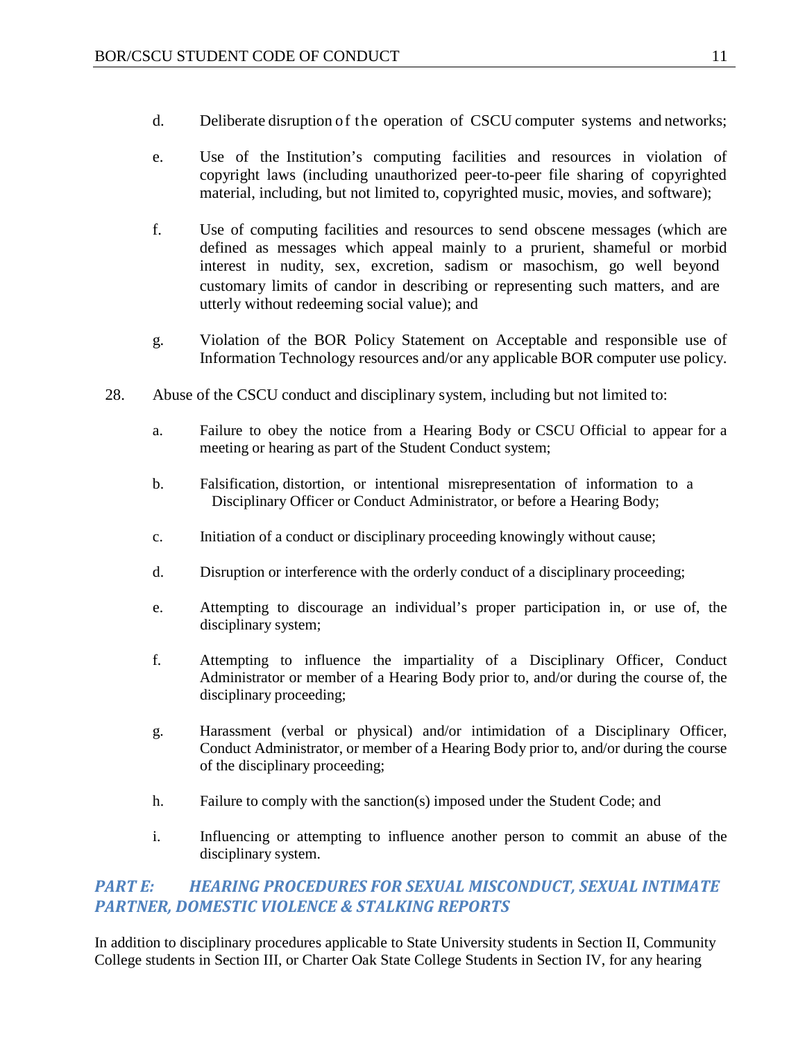d. Deliberate disruption of the operation of CSCU computer systems and networks;

e. Use of the Institution's computing facilities and resources in violation of copyright laws (including unauthorized peer-to-peer file sharing of copyrighted material, including, but not limited to, copyrighted music, movies, and software);

f. Use of computing facilities and resources to send obscene messages (which are defined as messages which appeal mainly to a prurient, shameful or morbid interest in nudity, sex, excretion, sadism or masochism, go well beyond customary limits of candor in describing or representing such matters, and are utterly without redeeming social value); and

g. Violation of the BOR Policy Statement on Acceptable and responsible use of Information Technology resources and/or any applicable BOR computer use policy.

28. Abuse of the CSCU conduct and disciplinary system, including but not limited to:

a. Failure to obey the notice from a Hearing Body or CSCU Official to appear for a meeting or hearing as part of the Student Conduct system;

b. Falsification, distortion, or intentional misrepresentation of information to a Disciplinary Officer or Conduct Administrator, or before a Hearing Body;

c. Initiation of a conduct or disciplinary proceeding knowingly without cause;

d. Disruption or interference with the orderly conduct of a disciplinary proceeding;

e. Attempting to discourage an individual's proper participation in, or use of, the disciplinary system;

f. Attempting to influence the impartiality of a Disciplinary Officer, Conduct Administrator or member of a Hearing Body prior to, and/or during the course of, the disciplinary proceeding;

g. Harassment (verbal or physical) and/or intimidation of a Disciplinary Officer, Conduct Administrator, or member of a Hearing Body prior to, and/or during the course of the disciplinary proceeding;

h. Failure to comply with the sanction(s) imposed under the Student Code; and

i. Influencing or attempting to influence another person to commit an abuse of the disciplinary system.

## *PART E: HEARING PROCEDURES FOR SEXUAL MISCONDUCT, SEXUAL INTIMATE PARTNER, DOMESTIC VIOLENCE & STALKING REPORTS*

In addition to disciplinary procedures applicable to State University students in Section II, Community College students in Section III, or Charter Oak State College Students in Section IV, for any hearing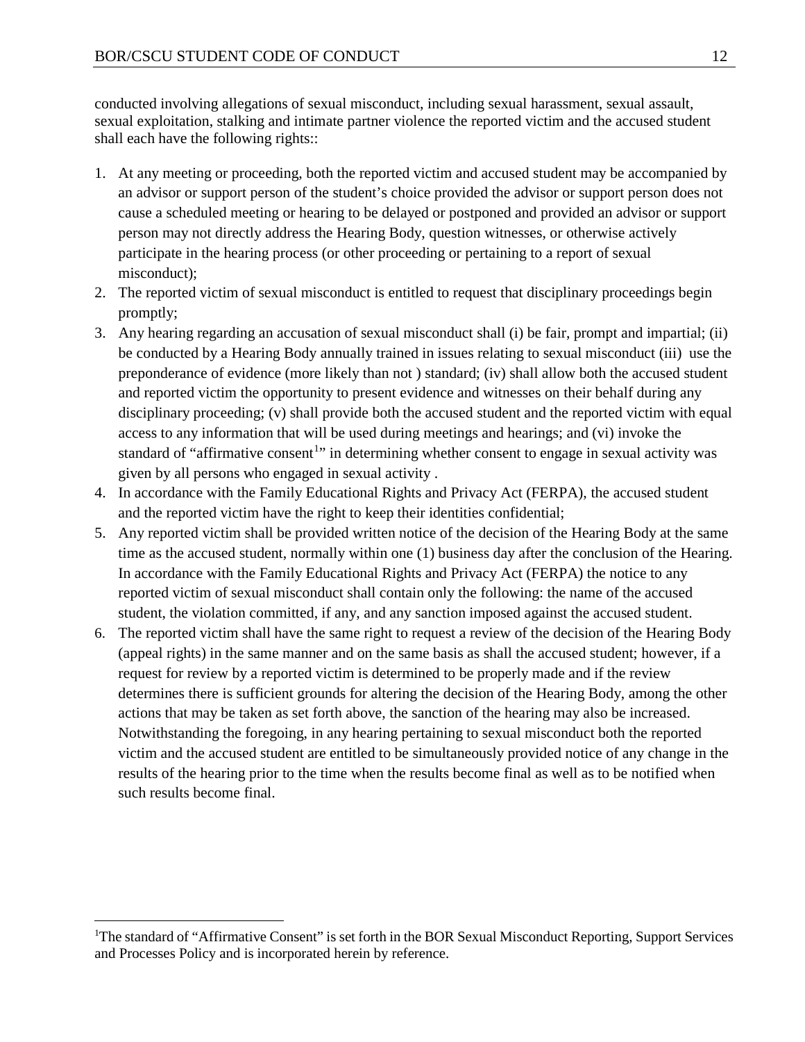conducted involving allegations of sexual misconduct, including sexual harassment, sexual assault, sexual exploitation, stalking and intimate partner violence the reported victim and the accused student shall each have the following rights::

1. At any meeting or proceeding, both the reported victim and accused student may be accompanied by an advisor or support person of the student's choice provided the advisor or support person does not cause a scheduled meeting or hearing to be delayed or postponed and provided an advisor or support person may not directly address the Hearing Body, question witnesses, or otherwise actively participate in the hearing process (or other proceeding or pertaining to a report of sexual misconduct);
2. The reported victim of sexual misconduct is entitled to request that disciplinary proceedings begin promptly;
3. Any hearing regarding an accusation of sexual misconduct shall (i) be fair, prompt and impartial; (ii) be conducted by a Hearing Body annually trained in issues relating to sexual misconduct (iii) use the preponderance of evidence (more likely than not ) standard; (iv) shall allow both the accused student and reported victim the opportunity to present evidence and witnesses on their behalf during any disciplinary proceeding; (v) shall provide both the accused student and the reported victim with equal access to any information that will be used during meetings and hearings; and (vi) invoke the standard of "affirmative consent[1]" in determining whether consent to engage in sexual activity was given by all persons who engaged in sexual activity .
4. In accordance with the Family Educational Rights and Privacy Act (FERPA), the accused student and the reported victim have the right to keep their identities confidential;
5. Any reported victim shall be provided written notice of the decision of the Hearing Body at the same time as the accused student, normally within one (1) business day after the conclusion of the Hearing. In accordance with the Family Educational Rights and Privacy Act (FERPA) the notice to any reported victim of sexual misconduct shall contain only the following: the name of the accused student, the violation committed, if any, and any sanction imposed against the accused student.
6. The reported victim shall have the same right to request a review of the decision of the Hearing Body (appeal rights) in the same manner and on the same basis as shall the accused student; however, if a request for review by a reported victim is determined to be properly made and if the review determines there is sufficient grounds for altering the decision of the Hearing Body, among the other actions that may be taken as set forth above, the sanction of the hearing may also be increased. Notwithstanding the foregoing, in any hearing pertaining to sexual misconduct both the reported victim and the accused student are entitled to be simultaneously provided notice of any change in the results of the hearing prior to the time when the results become final as well as to be notified when such results become final.

---

[1]The standard of "Affirmative Consent" is set forth in the BOR Sexual Misconduct Reporting, Support Services and Processes Policy and is incorporated herein by reference.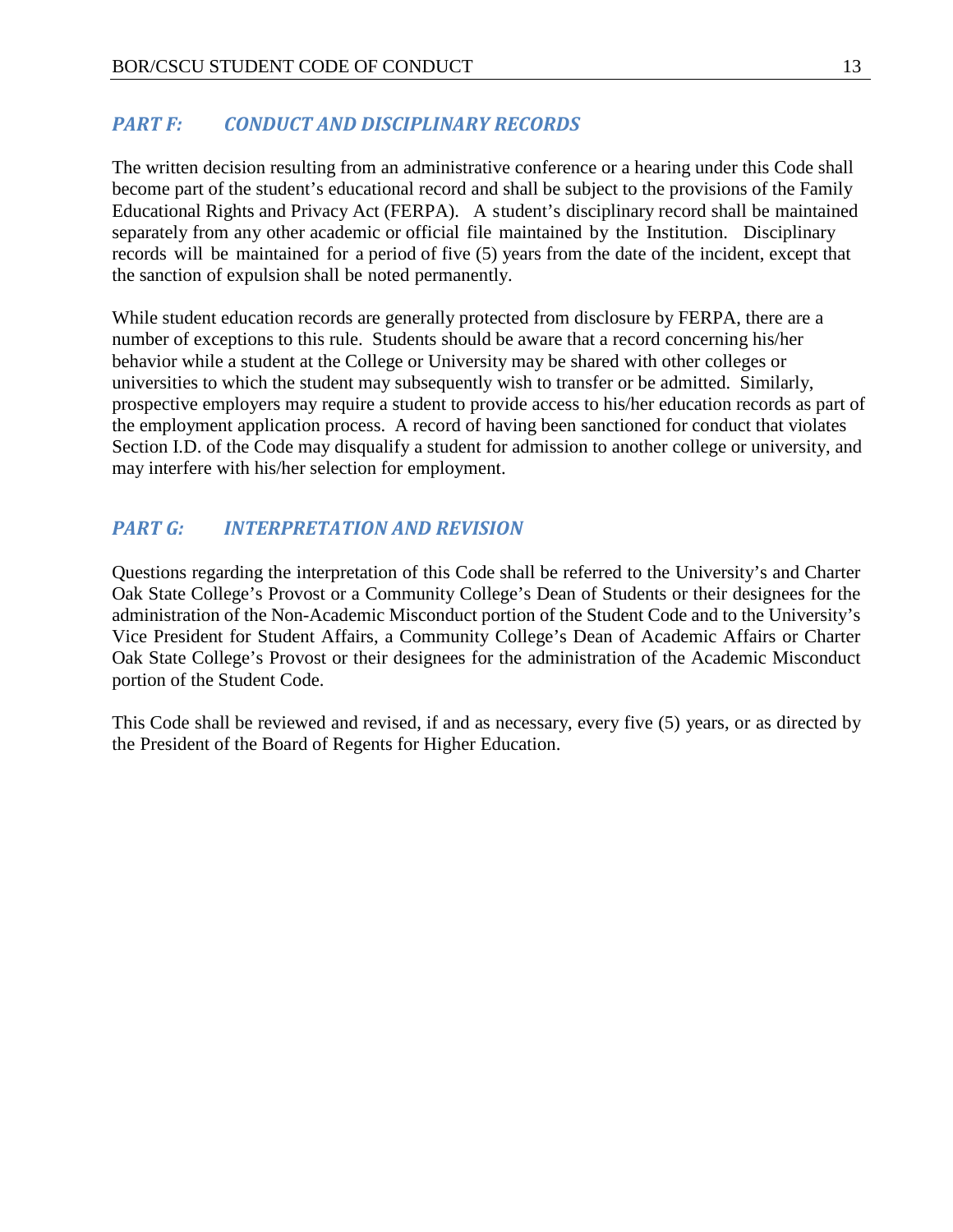## *PART F: CONDUCT AND DISCIPLINARY RECORDS*

The written decision resulting from an administrative conference or a hearing under this Code shall become part of the student's educational record and shall be subject to the provisions of the Family Educational Rights and Privacy Act (FERPA). A student's disciplinary record shall be maintained separately from any other academic or official file maintained by the Institution. Disciplinary records will be maintained for a period of five (5) years from the date of the incident, except that the sanction of expulsion shall be noted permanently.

While student education records are generally protected from disclosure by FERPA, there are a number of exceptions to this rule. Students should be aware that a record concerning his/her behavior while a student at the College or University may be shared with other colleges or universities to which the student may subsequently wish to transfer or be admitted. Similarly, prospective employers may require a student to provide access to his/her education records as part of the employment application process. A record of having been sanctioned for conduct that violates Section I.D. of the Code may disqualify a student for admission to another college or university, and may interfere with his/her selection for employment.

## *PART G: INTERPRETATION AND REVISION*

Questions regarding the interpretation of this Code shall be referred to the University's and Charter Oak State College's Provost or a Community College's Dean of Students or their designees for the administration of the Non-Academic Misconduct portion of the Student Code and to the University's Vice President for Student Affairs, a Community College's Dean of Academic Affairs or Charter Oak State College's Provost or their designees for the administration of the Academic Misconduct portion of the Student Code.

This Code shall be reviewed and revised, if and as necessary, every five (5) years, or as directed by the President of the Board of Regents for Higher Education.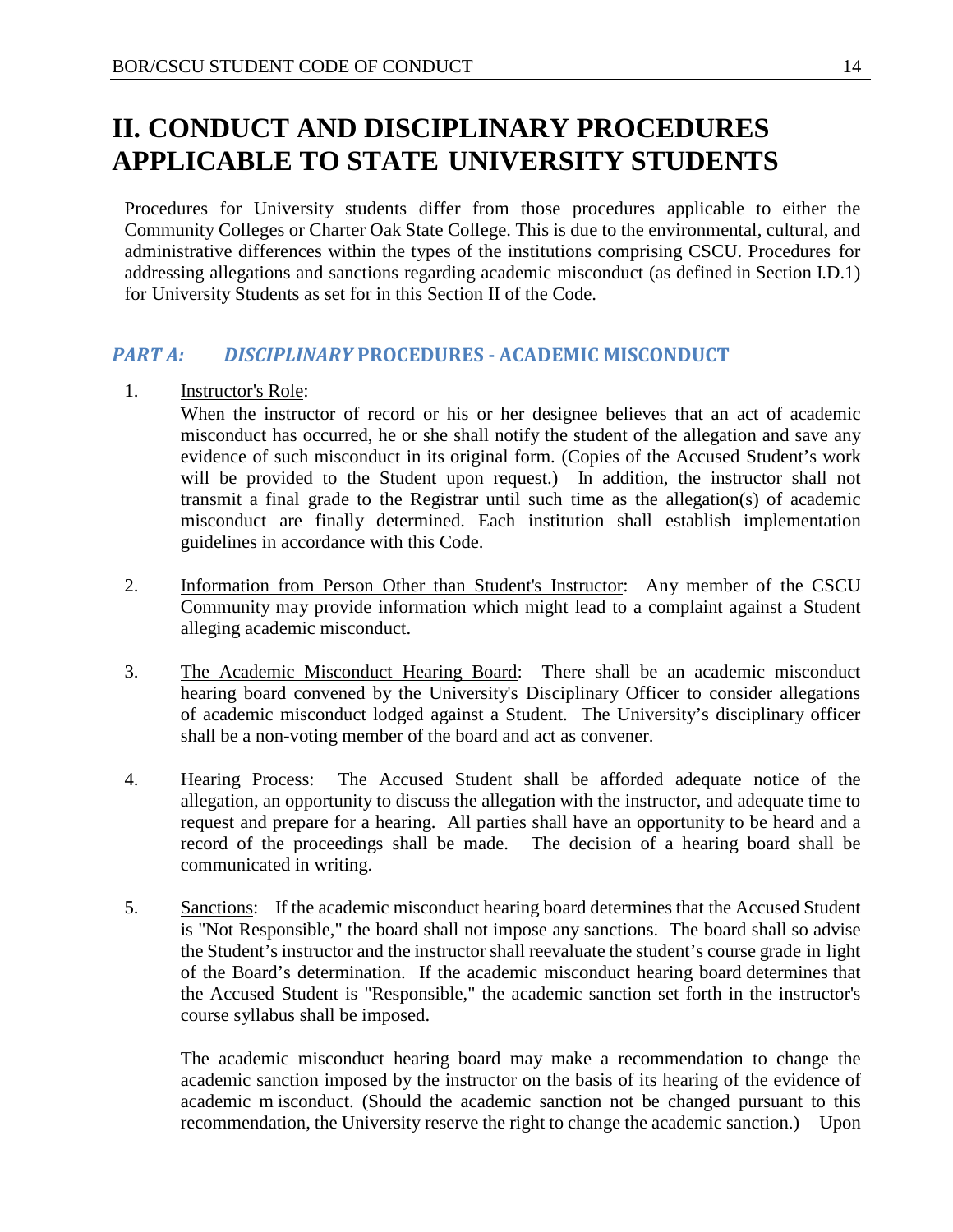# II. CONDUCT AND DISCIPLINARY PROCEDURES APPLICABLE TO STATE UNIVERSITY STUDENTS

Procedures for University students differ from those procedures applicable to either the Community Colleges or Charter Oak State College. This is due to the environmental, cultural, and administrative differences within the types of the institutions comprising CSCU. Procedures for addressing allegations and sanctions regarding academic misconduct (as defined in Section I.D.1) for University Students as set for in this Section II of the Code.

## *PART A: DISCIPLINARY* PROCEDURES - ACADEMIC MISCONDUCT

1. Instructor's Role:
   When the instructor of record or his or her designee believes that an act of academic misconduct has occurred, he or she shall notify the student of the allegation and save any evidence of such misconduct in its original form. (Copies of the Accused Student's work will be provided to the Student upon request.) In addition, the instructor shall not transmit a final grade to the Registrar until such time as the allegation(s) of academic misconduct are finally determined. Each institution shall establish implementation guidelines in accordance with this Code.

2. Information from Person Other than Student's Instructor: Any member of the CSCU Community may provide information which might lead to a complaint against a Student alleging academic misconduct.

3. The Academic Misconduct Hearing Board: There shall be an academic misconduct hearing board convened by the University's Disciplinary Officer to consider allegations of academic misconduct lodged against a Student. The University's disciplinary officer shall be a non-voting member of the board and act as convener.

4. Hearing Process: The Accused Student shall be afforded adequate notice of the allegation, an opportunity to discuss the allegation with the instructor, and adequate time to request and prepare for a hearing. All parties shall have an opportunity to be heard and a record of the proceedings shall be made. The decision of a hearing board shall be communicated in writing.

5. Sanctions: If the academic misconduct hearing board determines that the Accused Student is "Not Responsible," the board shall not impose any sanctions. The board shall so advise the Student's instructor and the instructor shall reevaluate the student's course grade in light of the Board's determination. If the academic misconduct hearing board determines that the Accused Student is "Responsible," the academic sanction set forth in the instructor's course syllabus shall be imposed.

   The academic misconduct hearing board may make a recommendation to change the academic sanction imposed by the instructor on the basis of its hearing of the evidence of academic m isconduct. (Should the academic sanction not be changed pursuant to this recommendation, the University reserve the right to change the academic sanction.) Upon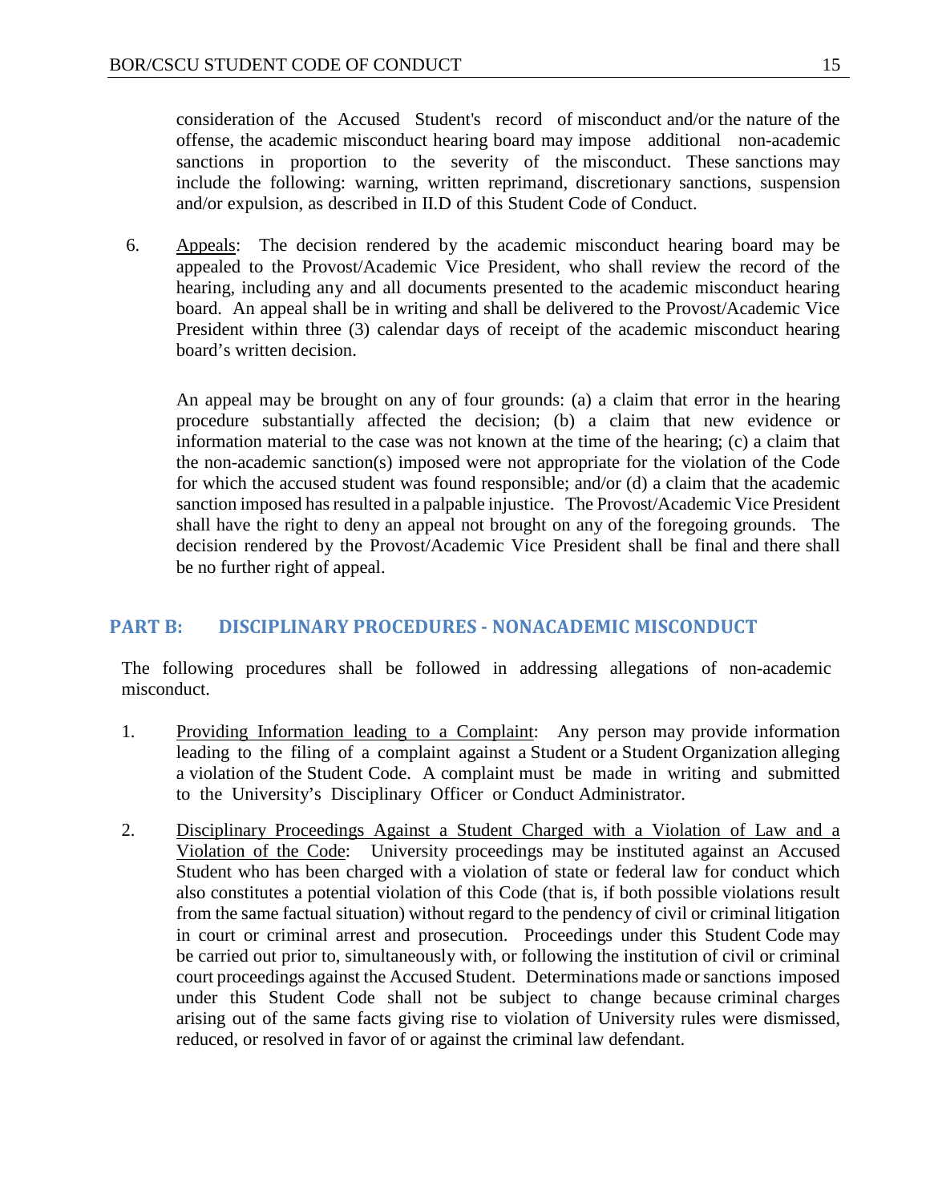consideration of the Accused Student's record of misconduct and/or the nature of the offense, the academic misconduct hearing board may impose additional non-academic sanctions in proportion to the severity of the misconduct. These sanctions may include the following: warning, written reprimand, discretionary sanctions, suspension and/or expulsion, as described in II.D of this Student Code of Conduct.

6. Appeals: The decision rendered by the academic misconduct hearing board may be appealed to the Provost/Academic Vice President, who shall review the record of the hearing, including any and all documents presented to the academic misconduct hearing board. An appeal shall be in writing and shall be delivered to the Provost/Academic Vice President within three (3) calendar days of receipt of the academic misconduct hearing board's written decision.

   An appeal may be brought on any of four grounds: (a) a claim that error in the hearing procedure substantially affected the decision; (b) a claim that new evidence or information material to the case was not known at the time of the hearing; (c) a claim that the non-academic sanction(s) imposed were not appropriate for the violation of the Code for which the accused student was found responsible; and/or (d) a claim that the academic sanction imposed has resulted in a palpable injustice. The Provost/Academic Vice President shall have the right to deny an appeal not brought on any of the foregoing grounds. The decision rendered by the Provost/Academic Vice President shall be final and there shall be no further right of appeal.

## PART B: DISCIPLINARY PROCEDURES - NONACADEMIC MISCONDUCT

The following procedures shall be followed in addressing allegations of non-academic misconduct.

1. Providing Information leading to a Complaint: Any person may provide information leading to the filing of a complaint against a Student or a Student Organization alleging a violation of the Student Code. A complaint must be made in writing and submitted to the University's Disciplinary Officer or Conduct Administrator.

2. Disciplinary Proceedings Against a Student Charged with a Violation of Law and a Violation of the Code: University proceedings may be instituted against an Accused Student who has been charged with a violation of state or federal law for conduct which also constitutes a potential violation of this Code (that is, if both possible violations result from the same factual situation) without regard to the pendency of civil or criminal litigation in court or criminal arrest and prosecution. Proceedings under this Student Code may be carried out prior to, simultaneously with, or following the institution of civil or criminal court proceedings against the Accused Student. Determinations made or sanctions imposed under this Student Code shall not be subject to change because criminal charges arising out of the same facts giving rise to violation of University rules were dismissed, reduced, or resolved in favor of or against the criminal law defendant.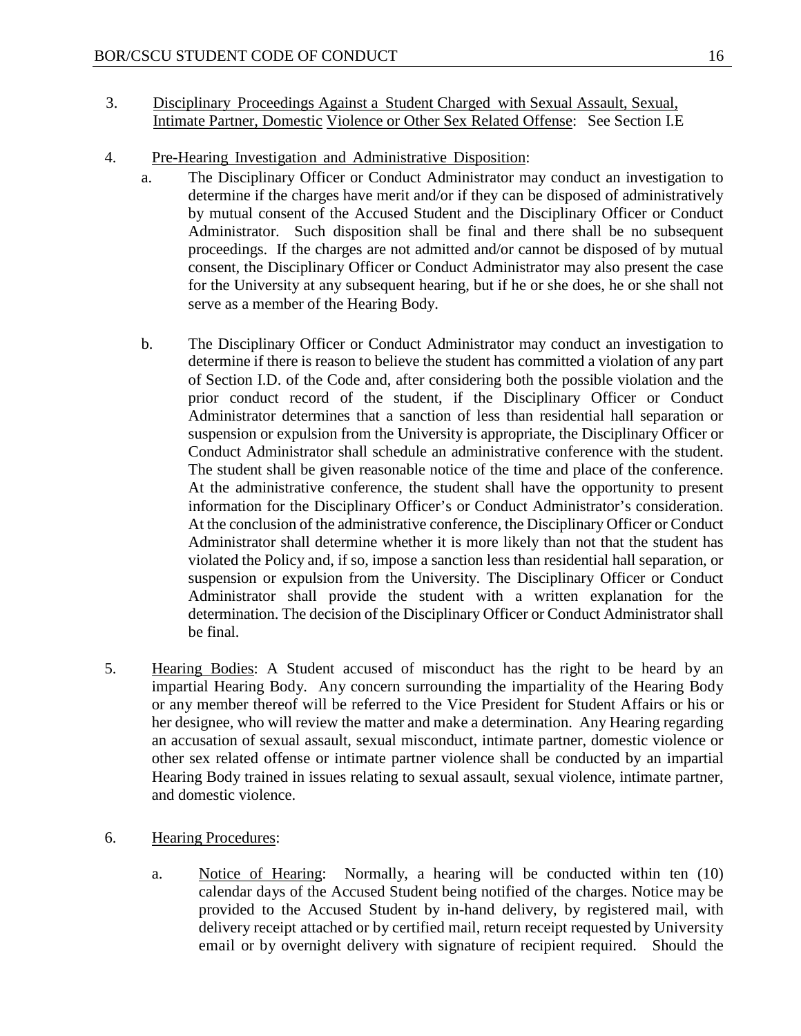3. Disciplinary Proceedings Against a Student Charged with Sexual Assault, Sexual, Intimate Partner, Domestic Violence or Other Sex Related Offense: See Section I.E

4. Pre-Hearing Investigation and Administrative Disposition:

   a. The Disciplinary Officer or Conduct Administrator may conduct an investigation to determine if the charges have merit and/or if they can be disposed of administratively by mutual consent of the Accused Student and the Disciplinary Officer or Conduct Administrator. Such disposition shall be final and there shall be no subsequent proceedings. If the charges are not admitted and/or cannot be disposed of by mutual consent, the Disciplinary Officer or Conduct Administrator may also present the case for the University at any subsequent hearing, but if he or she does, he or she shall not serve as a member of the Hearing Body.

   b. The Disciplinary Officer or Conduct Administrator may conduct an investigation to determine if there is reason to believe the student has committed a violation of any part of Section I.D. of the Code and, after considering both the possible violation and the prior conduct record of the student, if the Disciplinary Officer or Conduct Administrator determines that a sanction of less than residential hall separation or suspension or expulsion from the University is appropriate, the Disciplinary Officer or Conduct Administrator shall schedule an administrative conference with the student. The student shall be given reasonable notice of the time and place of the conference. At the administrative conference, the student shall have the opportunity to present information for the Disciplinary Officer's or Conduct Administrator's consideration. At the conclusion of the administrative conference, the Disciplinary Officer or Conduct Administrator shall determine whether it is more likely than not that the student has violated the Policy and, if so, impose a sanction less than residential hall separation, or suspension or expulsion from the University. The Disciplinary Officer or Conduct Administrator shall provide the student with a written explanation for the determination. The decision of the Disciplinary Officer or Conduct Administrator shall be final.

5. Hearing Bodies: A Student accused of misconduct has the right to be heard by an impartial Hearing Body. Any concern surrounding the impartiality of the Hearing Body or any member thereof will be referred to the Vice President for Student Affairs or his or her designee, who will review the matter and make a determination. Any Hearing regarding an accusation of sexual assault, sexual misconduct, intimate partner, domestic violence or other sex related offense or intimate partner violence shall be conducted by an impartial Hearing Body trained in issues relating to sexual assault, sexual violence, intimate partner, and domestic violence.

6. Hearing Procedures:

   a. Notice of Hearing: Normally, a hearing will be conducted within ten (10) calendar days of the Accused Student being notified of the charges. Notice may be provided to the Accused Student by in-hand delivery, by registered mail, with delivery receipt attached or by certified mail, return receipt requested by University email or by overnight delivery with signature of recipient required. Should the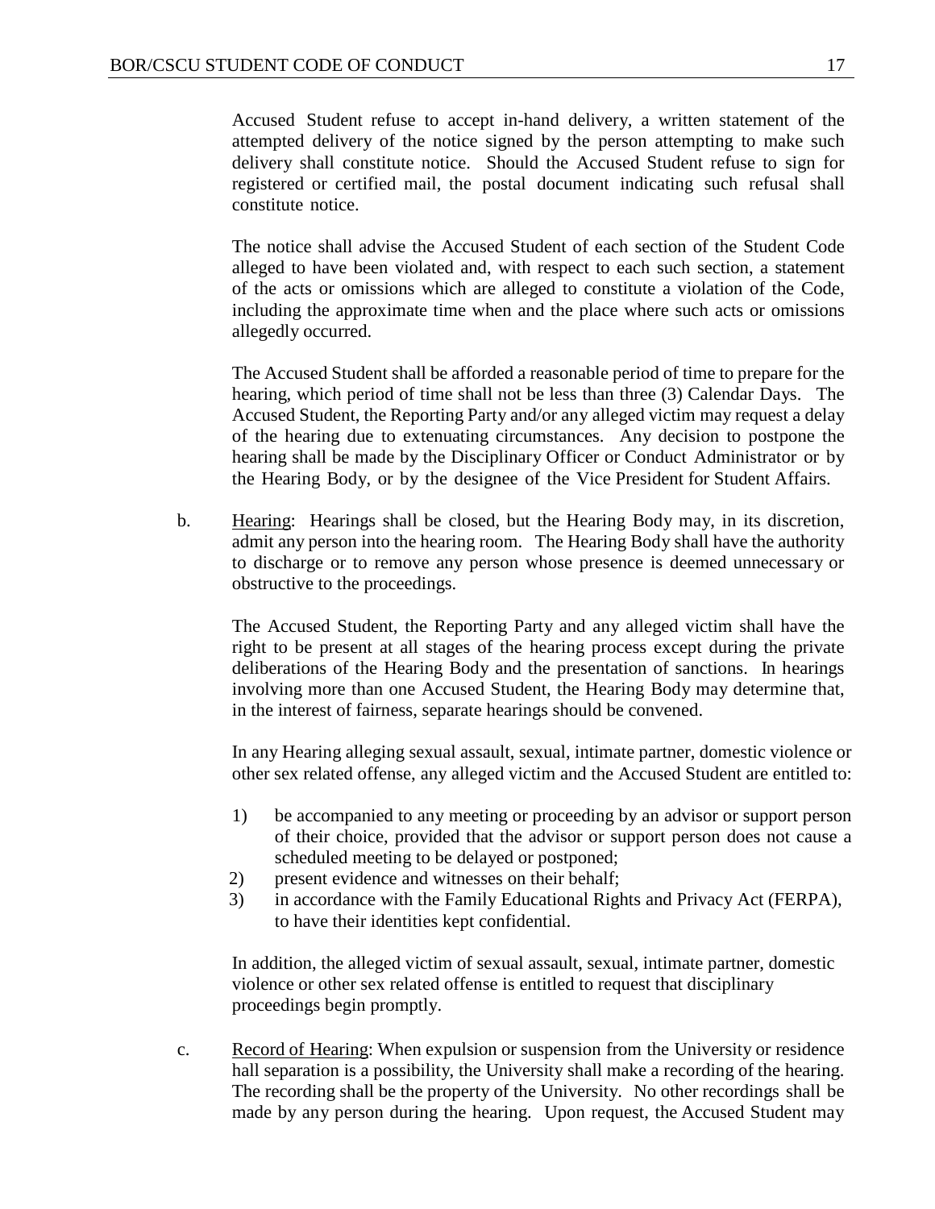Accused Student refuse to accept in-hand delivery, a written statement of the attempted delivery of the notice signed by the person attempting to make such delivery shall constitute notice. Should the Accused Student refuse to sign for registered or certified mail, the postal document indicating such refusal shall constitute notice.

The notice shall advise the Accused Student of each section of the Student Code alleged to have been violated and, with respect to each such section, a statement of the acts or omissions which are alleged to constitute a violation of the Code, including the approximate time when and the place where such acts or omissions allegedly occurred.

The Accused Student shall be afforded a reasonable period of time to prepare for the hearing, which period of time shall not be less than three (3) Calendar Days. The Accused Student, the Reporting Party and/or any alleged victim may request a delay of the hearing due to extenuating circumstances. Any decision to postpone the hearing shall be made by the Disciplinary Officer or Conduct Administrator or by the Hearing Body, or by the designee of the Vice President for Student Affairs.

b. Hearing: Hearings shall be closed, but the Hearing Body may, in its discretion, admit any person into the hearing room. The Hearing Body shall have the authority to discharge or to remove any person whose presence is deemed unnecessary or obstructive to the proceedings.

The Accused Student, the Reporting Party and any alleged victim shall have the right to be present at all stages of the hearing process except during the private deliberations of the Hearing Body and the presentation of sanctions. In hearings involving more than one Accused Student, the Hearing Body may determine that, in the interest of fairness, separate hearings should be convened.

In any Hearing alleging sexual assault, sexual, intimate partner, domestic violence or other sex related offense, any alleged victim and the Accused Student are entitled to:

1) be accompanied to any meeting or proceeding by an advisor or support person of their choice, provided that the advisor or support person does not cause a scheduled meeting to be delayed or postponed;
2) present evidence and witnesses on their behalf;
3) in accordance with the Family Educational Rights and Privacy Act (FERPA), to have their identities kept confidential.

In addition, the alleged victim of sexual assault, sexual, intimate partner, domestic violence or other sex related offense is entitled to request that disciplinary proceedings begin promptly.

c. Record of Hearing: When expulsion or suspension from the University or residence hall separation is a possibility, the University shall make a recording of the hearing. The recording shall be the property of the University. No other recordings shall be made by any person during the hearing. Upon request, the Accused Student may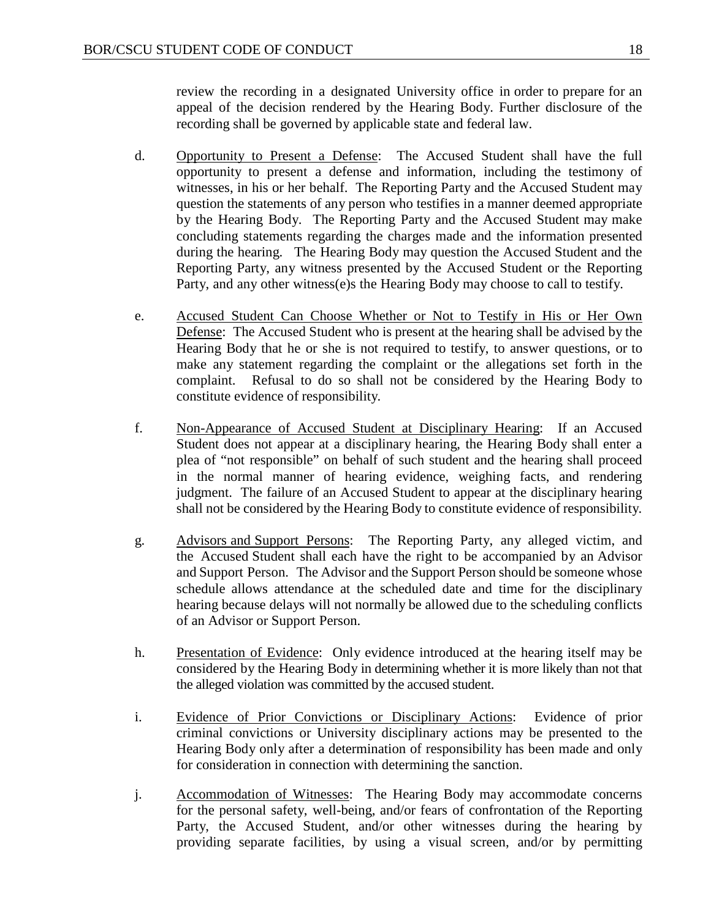review the recording in a designated University office in order to prepare for an appeal of the decision rendered by the Hearing Body. Further disclosure of the recording shall be governed by applicable state and federal law.

d. Opportunity to Present a Defense: The Accused Student shall have the full opportunity to present a defense and information, including the testimony of witnesses, in his or her behalf. The Reporting Party and the Accused Student may question the statements of any person who testifies in a manner deemed appropriate by the Hearing Body. The Reporting Party and the Accused Student may make concluding statements regarding the charges made and the information presented during the hearing. The Hearing Body may question the Accused Student and the Reporting Party, any witness presented by the Accused Student or the Reporting Party, and any other witness(e)s the Hearing Body may choose to call to testify.

e. Accused Student Can Choose Whether or Not to Testify in His or Her Own Defense: The Accused Student who is present at the hearing shall be advised by the Hearing Body that he or she is not required to testify, to answer questions, or to make any statement regarding the complaint or the allegations set forth in the complaint. Refusal to do so shall not be considered by the Hearing Body to constitute evidence of responsibility.

f. Non-Appearance of Accused Student at Disciplinary Hearing: If an Accused Student does not appear at a disciplinary hearing, the Hearing Body shall enter a plea of "not responsible" on behalf of such student and the hearing shall proceed in the normal manner of hearing evidence, weighing facts, and rendering judgment. The failure of an Accused Student to appear at the disciplinary hearing shall not be considered by the Hearing Body to constitute evidence of responsibility.

g. Advisors and Support Persons: The Reporting Party, any alleged victim, and the Accused Student shall each have the right to be accompanied by an Advisor and Support Person. The Advisor and the Support Person should be someone whose schedule allows attendance at the scheduled date and time for the disciplinary hearing because delays will not normally be allowed due to the scheduling conflicts of an Advisor or Support Person.

h. Presentation of Evidence: Only evidence introduced at the hearing itself may be considered by the Hearing Body in determining whether it is more likely than not that the alleged violation was committed by the accused student.

i. Evidence of Prior Convictions or Disciplinary Actions: Evidence of prior criminal convictions or University disciplinary actions may be presented to the Hearing Body only after a determination of responsibility has been made and only for consideration in connection with determining the sanction.

j. Accommodation of Witnesses: The Hearing Body may accommodate concerns for the personal safety, well-being, and/or fears of confrontation of the Reporting Party, the Accused Student, and/or other witnesses during the hearing by providing separate facilities, by using a visual screen, and/or by permitting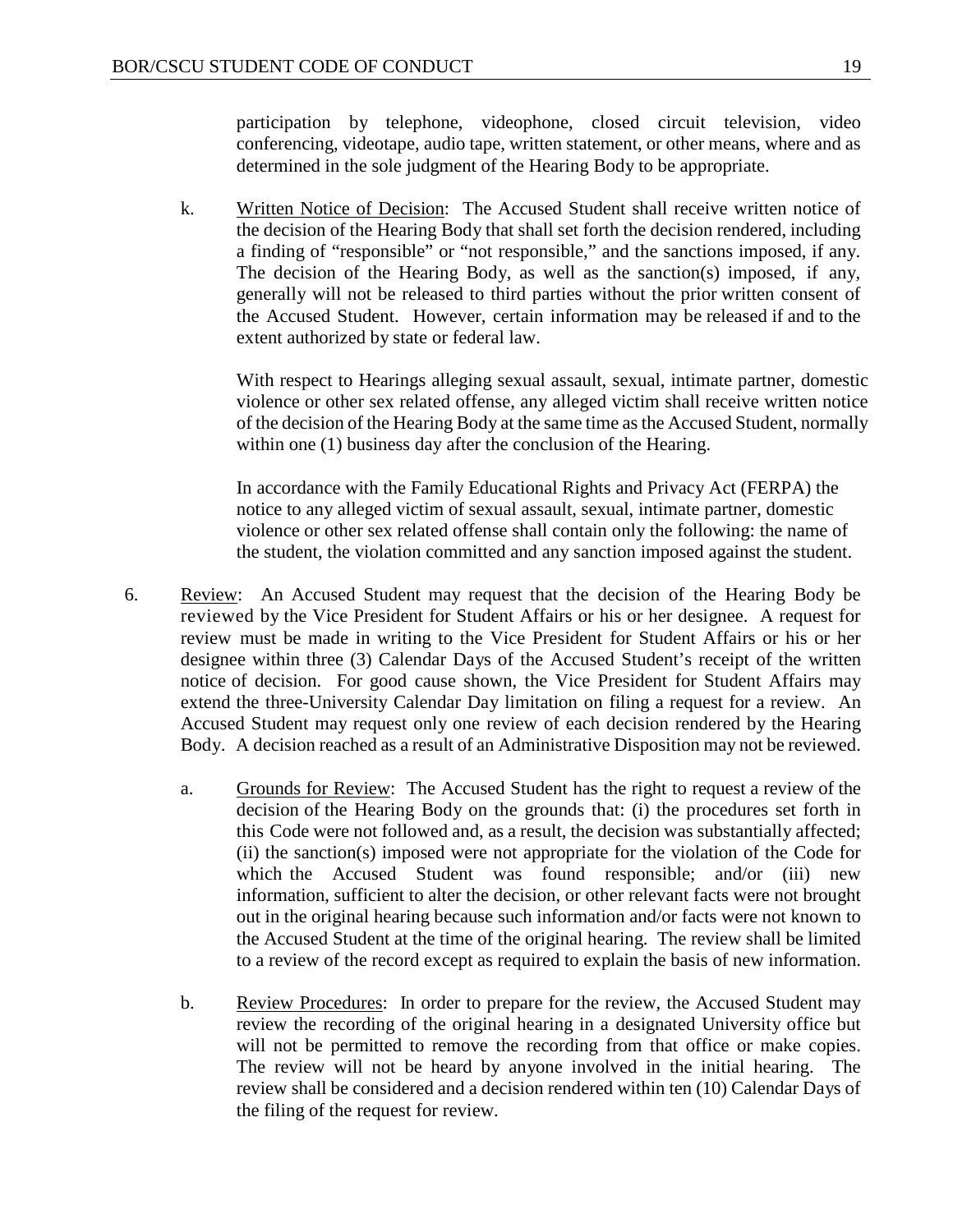participation by telephone, videophone, closed circuit television, video conferencing, videotape, audio tape, written statement, or other means, where and as determined in the sole judgment of the Hearing Body to be appropriate.

k. Written Notice of Decision: The Accused Student shall receive written notice of the decision of the Hearing Body that shall set forth the decision rendered, including a finding of "responsible" or "not responsible," and the sanctions imposed, if any. The decision of the Hearing Body, as well as the sanction(s) imposed, if any, generally will not be released to third parties without the prior written consent of the Accused Student. However, certain information may be released if and to the extent authorized by state or federal law.

With respect to Hearings alleging sexual assault, sexual, intimate partner, domestic violence or other sex related offense, any alleged victim shall receive written notice of the decision of the Hearing Body at the same time as the Accused Student, normally within one (1) business day after the conclusion of the Hearing.

In accordance with the Family Educational Rights and Privacy Act (FERPA) the notice to any alleged victim of sexual assault, sexual, intimate partner, domestic violence or other sex related offense shall contain only the following: the name of the student, the violation committed and any sanction imposed against the student.

6. Review: An Accused Student may request that the decision of the Hearing Body be reviewed by the Vice President for Student Affairs or his or her designee. A request for review must be made in writing to the Vice President for Student Affairs or his or her designee within three (3) Calendar Days of the Accused Student's receipt of the written notice of decision. For good cause shown, the Vice President for Student Affairs may extend the three-University Calendar Day limitation on filing a request for a review. An Accused Student may request only one review of each decision rendered by the Hearing Body. A decision reached as a result of an Administrative Disposition may not be reviewed.

   a. Grounds for Review: The Accused Student has the right to request a review of the decision of the Hearing Body on the grounds that: (i) the procedures set forth in this Code were not followed and, as a result, the decision was substantially affected; (ii) the sanction(s) imposed were not appropriate for the violation of the Code for which the Accused Student was found responsible; and/or (iii) new information, sufficient to alter the decision, or other relevant facts were not brought out in the original hearing because such information and/or facts were not known to the Accused Student at the time of the original hearing. The review shall be limited to a review of the record except as required to explain the basis of new information.

   b. Review Procedures: In order to prepare for the review, the Accused Student may review the recording of the original hearing in a designated University office but will not be permitted to remove the recording from that office or make copies. The review will not be heard by anyone involved in the initial hearing. The review shall be considered and a decision rendered within ten (10) Calendar Days of the filing of the request for review.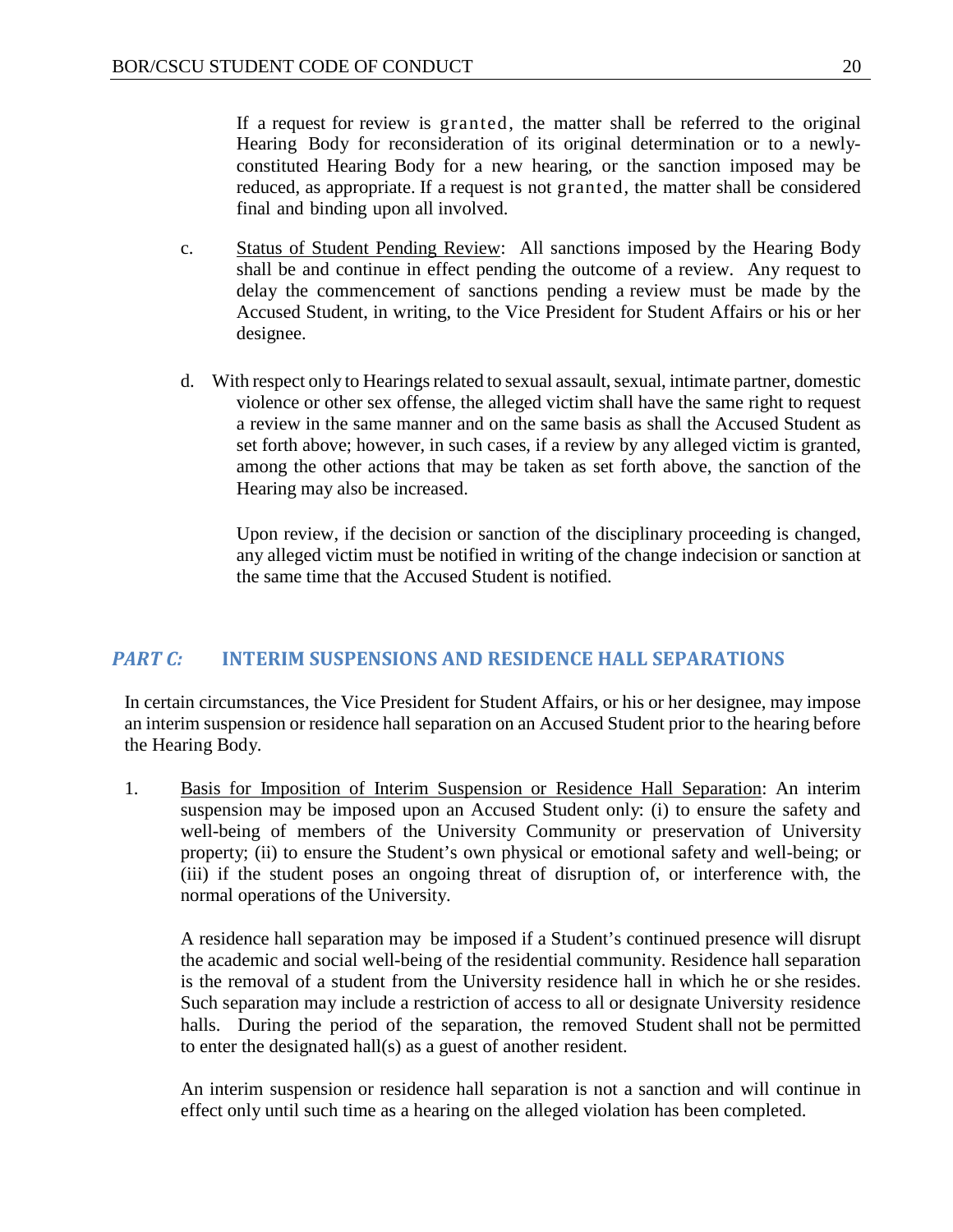If a request for review is granted, the matter shall be referred to the original Hearing Body for reconsideration of its original determination or to a newly-constituted Hearing Body for a new hearing, or the sanction imposed may be reduced, as appropriate. If a request is not granted, the matter shall be considered final and binding upon all involved.

c. Status of Student Pending Review: All sanctions imposed by the Hearing Body shall be and continue in effect pending the outcome of a review. Any request to delay the commencement of sanctions pending a review must be made by the Accused Student, in writing, to the Vice President for Student Affairs or his or her designee.

d. With respect only to Hearings related to sexual assault, sexual, intimate partner, domestic violence or other sex offense, the alleged victim shall have the same right to request a review in the same manner and on the same basis as shall the Accused Student as set forth above; however, in such cases, if a review by any alleged victim is granted, among the other actions that may be taken as set forth above, the sanction of the Hearing may also be increased.

Upon review, if the decision or sanction of the disciplinary proceeding is changed, any alleged victim must be notified in writing of the change indecision or sanction at the same time that the Accused Student is notified.

## *PART C:* INTERIM SUSPENSIONS AND RESIDENCE HALL SEPARATIONS

In certain circumstances, the Vice President for Student Affairs, or his or her designee, may impose an interim suspension or residence hall separation on an Accused Student prior to the hearing before the Hearing Body.

1. Basis for Imposition of Interim Suspension or Residence Hall Separation: An interim suspension may be imposed upon an Accused Student only: (i) to ensure the safety and well-being of members of the University Community or preservation of University property; (ii) to ensure the Student's own physical or emotional safety and well-being; or (iii) if the student poses an ongoing threat of disruption of, or interference with, the normal operations of the University.

   A residence hall separation may be imposed if a Student's continued presence will disrupt the academic and social well-being of the residential community. Residence hall separation is the removal of a student from the University residence hall in which he or she resides. Such separation may include a restriction of access to all or designate University residence halls. During the period of the separation, the removed Student shall not be permitted to enter the designated hall(s) as a guest of another resident.

   An interim suspension or residence hall separation is not a sanction and will continue in effect only until such time as a hearing on the alleged violation has been completed.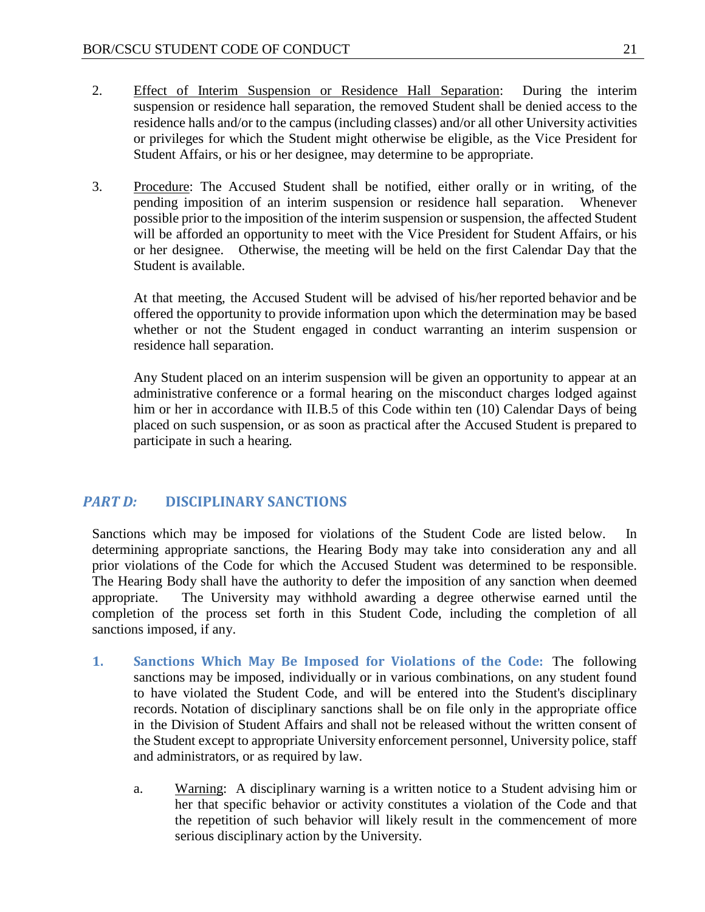2. Effect of Interim Suspension or Residence Hall Separation: During the interim suspension or residence hall separation, the removed Student shall be denied access to the residence halls and/or to the campus (including classes) and/or all other University activities or privileges for which the Student might otherwise be eligible, as the Vice President for Student Affairs, or his or her designee, may determine to be appropriate.

3. Procedure: The Accused Student shall be notified, either orally or in writing, of the pending imposition of an interim suspension or residence hall separation. Whenever possible prior to the imposition of the interim suspension or suspension, the affected Student will be afforded an opportunity to meet with the Vice President for Student Affairs, or his or her designee. Otherwise, the meeting will be held on the first Calendar Day that the Student is available.

   At that meeting, the Accused Student will be advised of his/her reported behavior and be offered the opportunity to provide information upon which the determination may be based whether or not the Student engaged in conduct warranting an interim suspension or residence hall separation.

   Any Student placed on an interim suspension will be given an opportunity to appear at an administrative conference or a formal hearing on the misconduct charges lodged against him or her in accordance with II.B.5 of this Code within ten (10) Calendar Days of being placed on such suspension, or as soon as practical after the Accused Student is prepared to participate in such a hearing.

## *PART D:* DISCIPLINARY SANCTIONS

Sanctions which may be imposed for violations of the Student Code are listed below. In determining appropriate sanctions, the Hearing Body may take into consideration any and all prior violations of the Code for which the Accused Student was determined to be responsible. The Hearing Body shall have the authority to defer the imposition of any sanction when deemed appropriate. The University may withhold awarding a degree otherwise earned until the completion of the process set forth in this Student Code, including the completion of all sanctions imposed, if any.

1. **Sanctions Which May Be Imposed for Violations of the Code:** The following sanctions may be imposed, individually or in various combinations, on any student found to have violated the Student Code, and will be entered into the Student's disciplinary records. Notation of disciplinary sanctions shall be on file only in the appropriate office in the Division of Student Affairs and shall not be released without the written consent of the Student except to appropriate University enforcement personnel, University police, staff and administrators, or as required by law.

   a. Warning: A disciplinary warning is a written notice to a Student advising him or her that specific behavior or activity constitutes a violation of the Code and that the repetition of such behavior will likely result in the commencement of more serious disciplinary action by the University.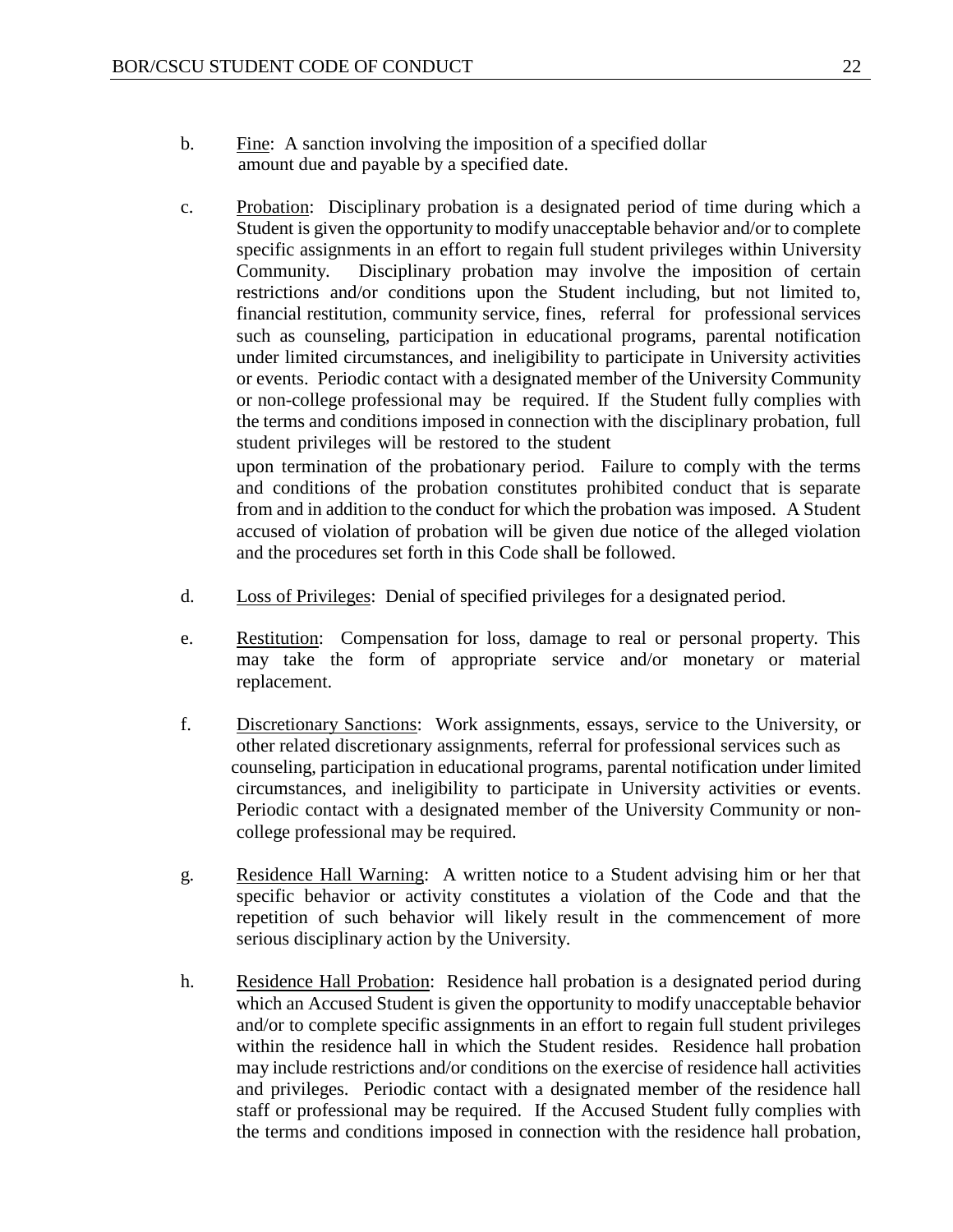b. <u>Fine</u>: A sanction involving the imposition of a specified dollar amount due and payable by a specified date.

c. <u>Probation</u>: Disciplinary probation is a designated period of time during which a Student is given the opportunity to modify unacceptable behavior and/or to complete specific assignments in an effort to regain full student privileges within University Community. Disciplinary probation may involve the imposition of certain restrictions and/or conditions upon the Student including, but not limited to, financial restitution, community service, fines, referral for professional services such as counseling, participation in educational programs, parental notification under limited circumstances, and ineligibility to participate in University activities or events. Periodic contact with a designated member of the University Community or non-college professional may be required. If the Student fully complies with the terms and conditions imposed in connection with the disciplinary probation, full student privileges will be restored to the student upon termination of the probationary period. Failure to comply with the terms and conditions of the probation constitutes prohibited conduct that is separate from and in addition to the conduct for which the probation was imposed. A Student accused of violation of probation will be given due notice of the alleged violation and the procedures set forth in this Code shall be followed.

d. <u>Loss of Privileges</u>: Denial of specified privileges for a designated period.

e. <u>Restitution</u>: Compensation for loss, damage to real or personal property. This may take the form of appropriate service and/or monetary or material replacement.

f. <u>Discretionary Sanctions</u>: Work assignments, essays, service to the University, or other related discretionary assignments, referral for professional services such as counseling, participation in educational programs, parental notification under limited circumstances, and ineligibility to participate in University activities or events. Periodic contact with a designated member of the University Community or non-college professional may be required.

g. <u>Residence Hall Warning</u>: A written notice to a Student advising him or her that specific behavior or activity constitutes a violation of the Code and that the repetition of such behavior will likely result in the commencement of more serious disciplinary action by the University.

h. <u>Residence Hall Probation</u>: Residence hall probation is a designated period during which an Accused Student is given the opportunity to modify unacceptable behavior and/or to complete specific assignments in an effort to regain full student privileges within the residence hall in which the Student resides. Residence hall probation may include restrictions and/or conditions on the exercise of residence hall activities and privileges. Periodic contact with a designated member of the residence hall staff or professional may be required. If the Accused Student fully complies with the terms and conditions imposed in connection with the residence hall probation,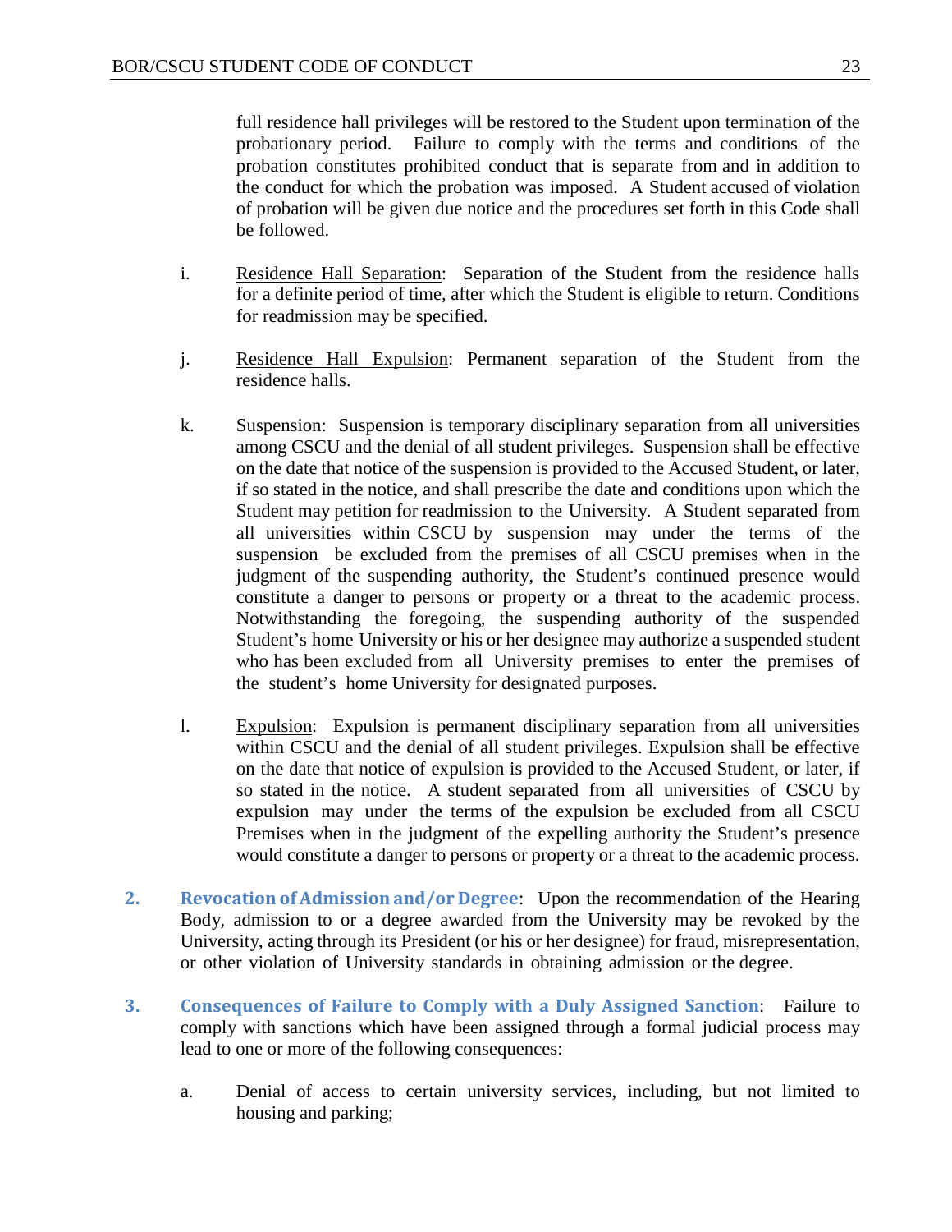full residence hall privileges will be restored to the Student upon termination of the probationary period. Failure to comply with the terms and conditions of the probation constitutes prohibited conduct that is separate from and in addition to the conduct for which the probation was imposed. A Student accused of violation of probation will be given due notice and the procedures set forth in this Code shall be followed.

i. Residence Hall Separation: Separation of the Student from the residence halls for a definite period of time, after which the Student is eligible to return. Conditions for readmission may be specified.

j. Residence Hall Expulsion: Permanent separation of the Student from the residence halls.

k. Suspension: Suspension is temporary disciplinary separation from all universities among CSCU and the denial of all student privileges. Suspension shall be effective on the date that notice of the suspension is provided to the Accused Student, or later, if so stated in the notice, and shall prescribe the date and conditions upon which the Student may petition for readmission to the University. A Student separated from all universities within CSCU by suspension may under the terms of the suspension be excluded from the premises of all CSCU premises when in the judgment of the suspending authority, the Student's continued presence would constitute a danger to persons or property or a threat to the academic process. Notwithstanding the foregoing, the suspending authority of the suspended Student's home University or his or her designee may authorize a suspended student who has been excluded from all University premises to enter the premises of the student's home University for designated purposes.

l. Expulsion: Expulsion is permanent disciplinary separation from all universities within CSCU and the denial of all student privileges. Expulsion shall be effective on the date that notice of expulsion is provided to the Accused Student, or later, if so stated in the notice. A student separated from all universities of CSCU by expulsion may under the terms of the expulsion be excluded from all CSCU Premises when in the judgment of the expelling authority the Student's presence would constitute a danger to persons or property or a threat to the academic process.

2. **Revocation of Admission and/or Degree**: Upon the recommendation of the Hearing Body, admission to or a degree awarded from the University may be revoked by the University, acting through its President (or his or her designee) for fraud, misrepresentation, or other violation of University standards in obtaining admission or the degree.

3. **Consequences of Failure to Comply with a Duly Assigned Sanction**: Failure to comply with sanctions which have been assigned through a formal judicial process may lead to one or more of the following consequences:

a. Denial of access to certain university services, including, but not limited to housing and parking;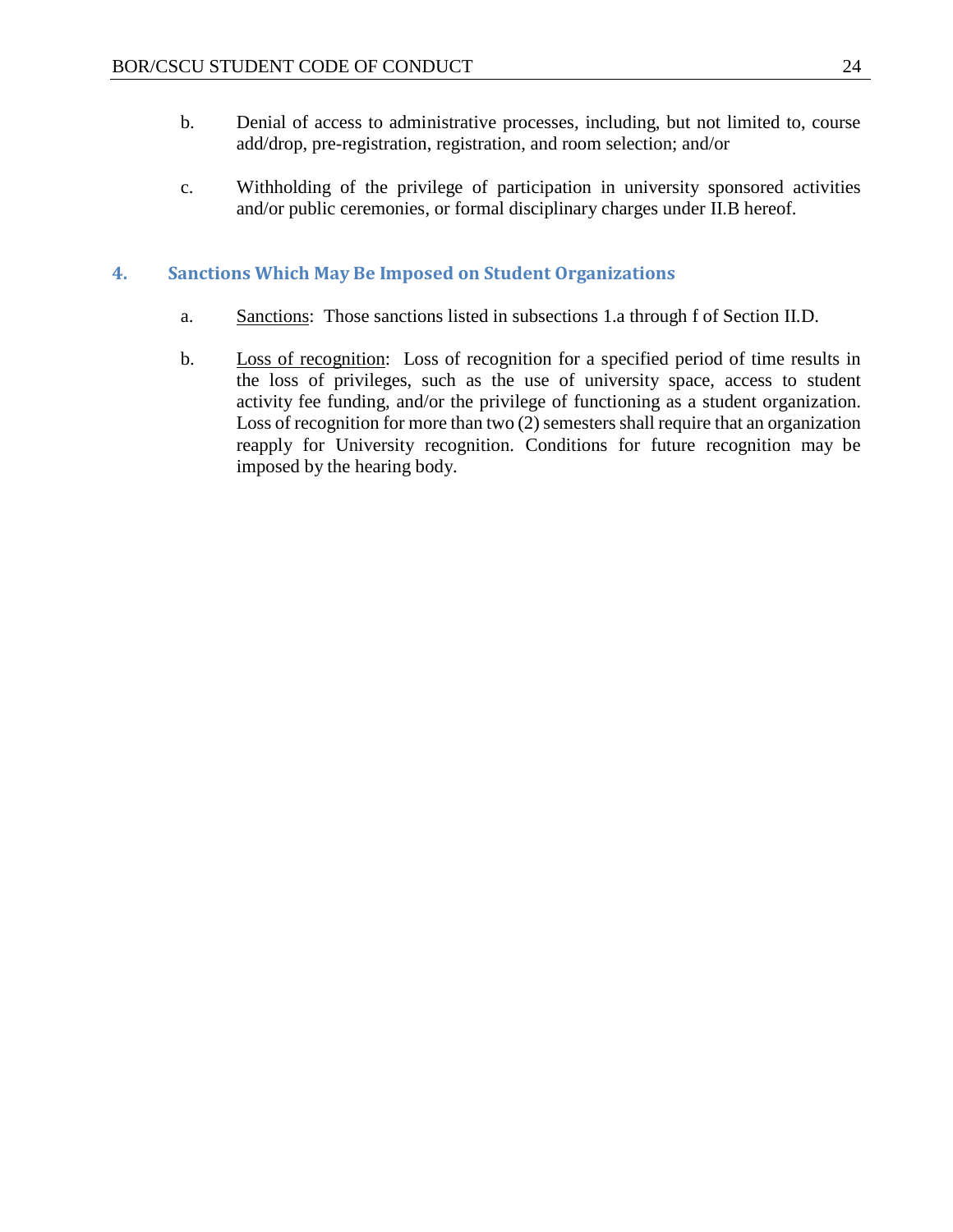b. Denial of access to administrative processes, including, but not limited to, course add/drop, pre-registration, registration, and room selection; and/or

c. Withholding of the privilege of participation in university sponsored activities and/or public ceremonies, or formal disciplinary charges under II.B hereof.

### 4. Sanctions Which May Be Imposed on Student Organizations

a. Sanctions: Those sanctions listed in subsections 1.a through f of Section II.D.

b. Loss of recognition: Loss of recognition for a specified period of time results in the loss of privileges, such as the use of university space, access to student activity fee funding, and/or the privilege of functioning as a student organization. Loss of recognition for more than two (2) semesters shall require that an organization reapply for University recognition. Conditions for future recognition may be imposed by the hearing body.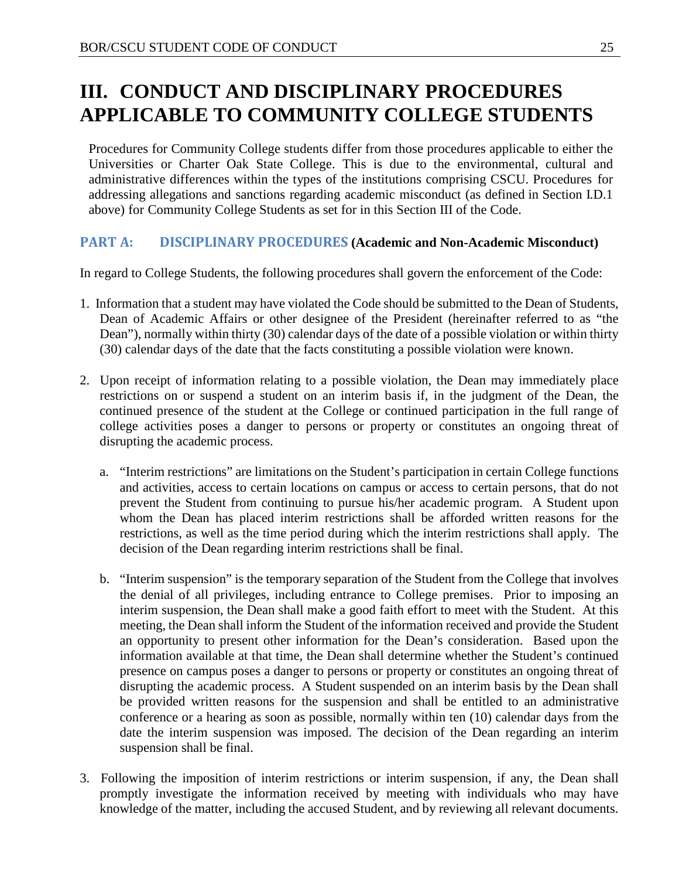# III. CONDUCT AND DISCIPLINARY PROCEDURES APPLICABLE TO COMMUNITY COLLEGE STUDENTS

Procedures for Community College students differ from those procedures applicable to either the Universities or Charter Oak State College. This is due to the environmental, cultural and administrative differences within the types of the institutions comprising CSCU. Procedures for addressing allegations and sanctions regarding academic misconduct (as defined in Section I.D.1 above) for Community College Students as set for in this Section III of the Code.

## PART A: DISCIPLINARY PROCEDURES (Academic and Non-Academic Misconduct)

In regard to College Students, the following procedures shall govern the enforcement of the Code:

1. Information that a student may have violated the Code should be submitted to the Dean of Students, Dean of Academic Affairs or other designee of the President (hereinafter referred to as "the Dean"), normally within thirty (30) calendar days of the date of a possible violation or within thirty (30) calendar days of the date that the facts constituting a possible violation were known.

2. Upon receipt of information relating to a possible violation, the Dean may immediately place restrictions on or suspend a student on an interim basis if, in the judgment of the Dean, the continued presence of the student at the College or continued participation in the full range of college activities poses a danger to persons or property or constitutes an ongoing threat of disrupting the academic process.

   a. "Interim restrictions" are limitations on the Student's participation in certain College functions and activities, access to certain locations on campus or access to certain persons, that do not prevent the Student from continuing to pursue his/her academic program. A Student upon whom the Dean has placed interim restrictions shall be afforded written reasons for the restrictions, as well as the time period during which the interim restrictions shall apply. The decision of the Dean regarding interim restrictions shall be final.

   b. "Interim suspension" is the temporary separation of the Student from the College that involves the denial of all privileges, including entrance to College premises. Prior to imposing an interim suspension, the Dean shall make a good faith effort to meet with the Student. At this meeting, the Dean shall inform the Student of the information received and provide the Student an opportunity to present other information for the Dean's consideration. Based upon the information available at that time, the Dean shall determine whether the Student's continued presence on campus poses a danger to persons or property or constitutes an ongoing threat of disrupting the academic process. A Student suspended on an interim basis by the Dean shall be provided written reasons for the suspension and shall be entitled to an administrative conference or a hearing as soon as possible, normally within ten (10) calendar days from the date the interim suspension was imposed. The decision of the Dean regarding an interim suspension shall be final.

3. Following the imposition of interim restrictions or interim suspension, if any, the Dean shall promptly investigate the information received by meeting with individuals who may have knowledge of the matter, including the accused Student, and by reviewing all relevant documents.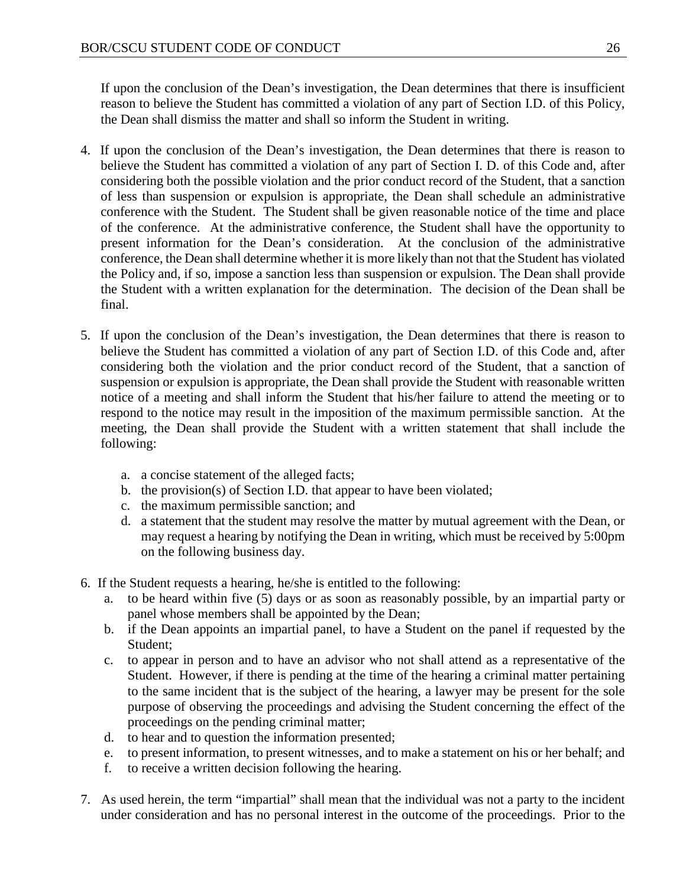If upon the conclusion of the Dean's investigation, the Dean determines that there is insufficient reason to believe the Student has committed a violation of any part of Section I.D. of this Policy, the Dean shall dismiss the matter and shall so inform the Student in writing.

4. If upon the conclusion of the Dean's investigation, the Dean determines that there is reason to believe the Student has committed a violation of any part of Section I. D. of this Code and, after considering both the possible violation and the prior conduct record of the Student, that a sanction of less than suspension or expulsion is appropriate, the Dean shall schedule an administrative conference with the Student. The Student shall be given reasonable notice of the time and place of the conference. At the administrative conference, the Student shall have the opportunity to present information for the Dean's consideration. At the conclusion of the administrative conference, the Dean shall determine whether it is more likely than not that the Student has violated the Policy and, if so, impose a sanction less than suspension or expulsion. The Dean shall provide the Student with a written explanation for the determination. The decision of the Dean shall be final.

5. If upon the conclusion of the Dean's investigation, the Dean determines that there is reason to believe the Student has committed a violation of any part of Section I.D. of this Code and, after considering both the violation and the prior conduct record of the Student, that a sanction of suspension or expulsion is appropriate, the Dean shall provide the Student with reasonable written notice of a meeting and shall inform the Student that his/her failure to attend the meeting or to respond to the notice may result in the imposition of the maximum permissible sanction. At the meeting, the Dean shall provide the Student with a written statement that shall include the following:

    a. a concise statement of the alleged facts;
    b. the provision(s) of Section I.D. that appear to have been violated;
    c. the maximum permissible sanction; and
    d. a statement that the student may resolve the matter by mutual agreement with the Dean, or may request a hearing by notifying the Dean in writing, which must be received by 5:00pm on the following business day.

6. If the Student requests a hearing, he/she is entitled to the following:
    a. to be heard within five (5) days or as soon as reasonably possible, by an impartial party or panel whose members shall be appointed by the Dean;
    b. if the Dean appoints an impartial panel, to have a Student on the panel if requested by the Student;
    c. to appear in person and to have an advisor who not shall attend as a representative of the Student. However, if there is pending at the time of the hearing a criminal matter pertaining to the same incident that is the subject of the hearing, a lawyer may be present for the sole purpose of observing the proceedings and advising the Student concerning the effect of the proceedings on the pending criminal matter;
    d. to hear and to question the information presented;
    e. to present information, to present witnesses, and to make a statement on his or her behalf; and
    f. to receive a written decision following the hearing.

7. As used herein, the term "impartial" shall mean that the individual was not a party to the incident under consideration and has no personal interest in the outcome of the proceedings. Prior to the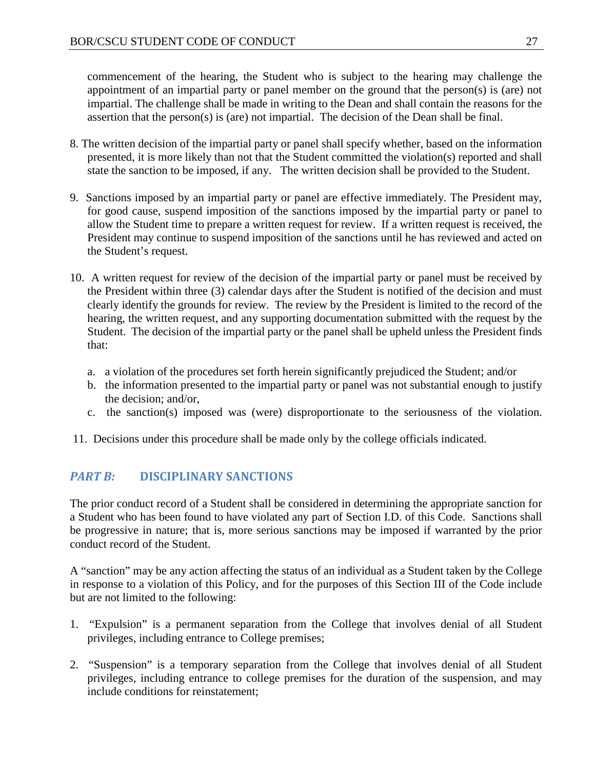commencement of the hearing, the Student who is subject to the hearing may challenge the appointment of an impartial party or panel member on the ground that the person(s) is (are) not impartial. The challenge shall be made in writing to the Dean and shall contain the reasons for the assertion that the person(s) is (are) not impartial. The decision of the Dean shall be final.

8. The written decision of the impartial party or panel shall specify whether, based on the information presented, it is more likely than not that the Student committed the violation(s) reported and shall state the sanction to be imposed, if any. The written decision shall be provided to the Student.

9. Sanctions imposed by an impartial party or panel are effective immediately. The President may, for good cause, suspend imposition of the sanctions imposed by the impartial party or panel to allow the Student time to prepare a written request for review. If a written request is received, the President may continue to suspend imposition of the sanctions until he has reviewed and acted on the Student's request.

10. A written request for review of the decision of the impartial party or panel must be received by the President within three (3) calendar days after the Student is notified of the decision and must clearly identify the grounds for review. The review by the President is limited to the record of the hearing, the written request, and any supporting documentation submitted with the request by the Student. The decision of the impartial party or the panel shall be upheld unless the President finds that:

    a. a violation of the procedures set forth herein significantly prejudiced the Student; and/or
    b. the information presented to the impartial party or panel was not substantial enough to justify the decision; and/or,
    c. the sanction(s) imposed was (were) disproportionate to the seriousness of the violation.

11. Decisions under this procedure shall be made only by the college officials indicated.

## *PART B:* DISCIPLINARY SANCTIONS

The prior conduct record of a Student shall be considered in determining the appropriate sanction for a Student who has been found to have violated any part of Section I.D. of this Code. Sanctions shall be progressive in nature; that is, more serious sanctions may be imposed if warranted by the prior conduct record of the Student.

A "sanction" may be any action affecting the status of an individual as a Student taken by the College in response to a violation of this Policy, and for the purposes of this Section III of the Code include but are not limited to the following:

1. "Expulsion" is a permanent separation from the College that involves denial of all Student privileges, including entrance to College premises;

2. "Suspension" is a temporary separation from the College that involves denial of all Student privileges, including entrance to college premises for the duration of the suspension, and may include conditions for reinstatement;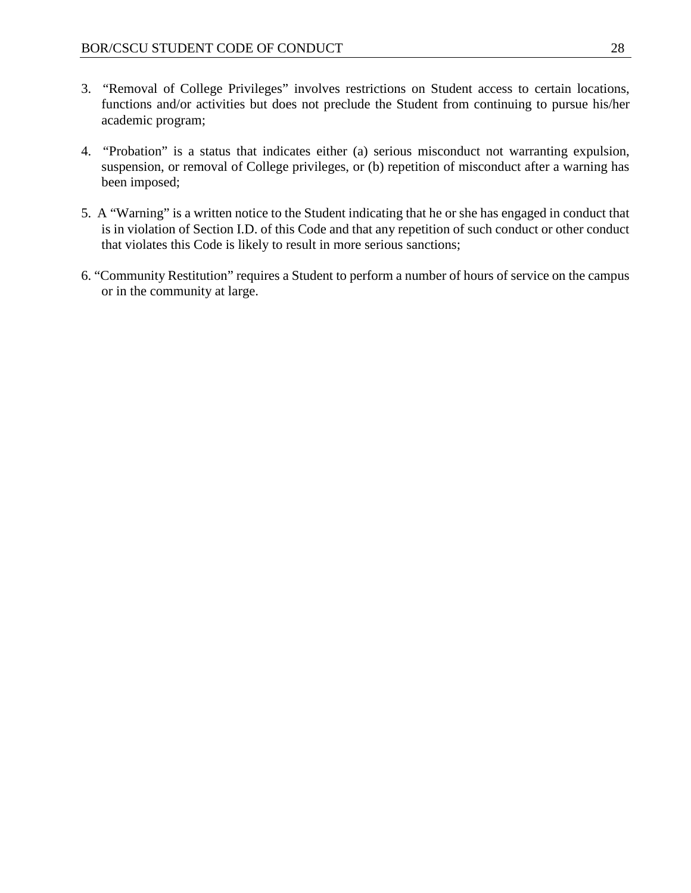3. "Removal of College Privileges" involves restrictions on Student access to certain locations, functions and/or activities but does not preclude the Student from continuing to pursue his/her academic program;

4. "Probation" is a status that indicates either (a) serious misconduct not warranting expulsion, suspension, or removal of College privileges, or (b) repetition of misconduct after a warning has been imposed;

5. A "Warning" is a written notice to the Student indicating that he or she has engaged in conduct that is in violation of Section I.D. of this Code and that any repetition of such conduct or other conduct that violates this Code is likely to result in more serious sanctions;

6. "Community Restitution" requires a Student to perform a number of hours of service on the campus or in the community at large.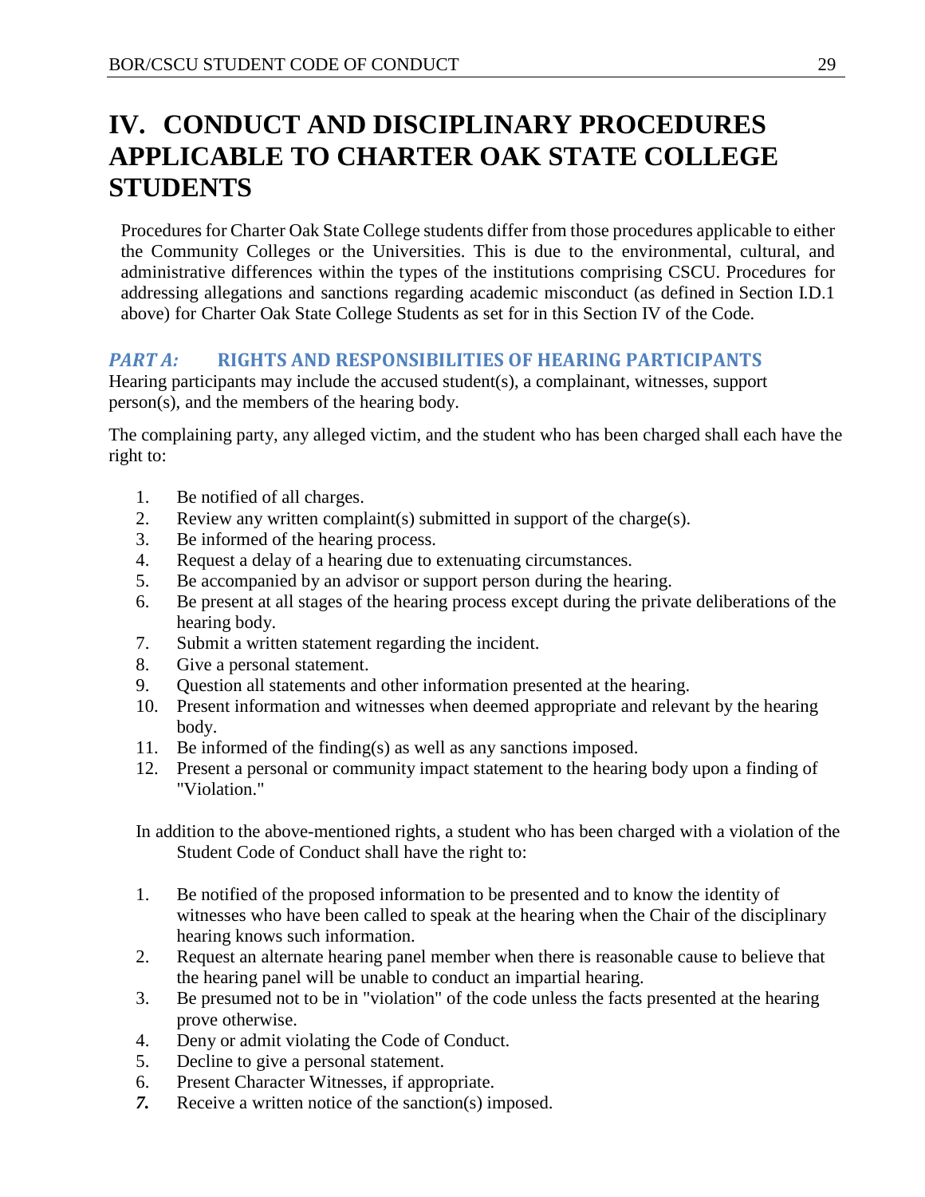# IV. CONDUCT AND DISCIPLINARY PROCEDURES APPLICABLE TO CHARTER OAK STATE COLLEGE STUDENTS

Procedures for Charter Oak State College students differ from those procedures applicable to either the Community Colleges or the Universities. This is due to the environmental, cultural, and administrative differences within the types of the institutions comprising CSCU. Procedures for addressing allegations and sanctions regarding academic misconduct (as defined in Section I.D.1 above) for Charter Oak State College Students as set for in this Section IV of the Code.

## *PART A:* RIGHTS AND RESPONSIBILITIES OF HEARING PARTICIPANTS

Hearing participants may include the accused student(s), a complainant, witnesses, support person(s), and the members of the hearing body.

The complaining party, any alleged victim, and the student who has been charged shall each have the right to:

1. Be notified of all charges.
2. Review any written complaint(s) submitted in support of the charge(s).
3. Be informed of the hearing process.
4. Request a delay of a hearing due to extenuating circumstances.
5. Be accompanied by an advisor or support person during the hearing.
6. Be present at all stages of the hearing process except during the private deliberations of the hearing body.
7. Submit a written statement regarding the incident.
8. Give a personal statement.
9. Question all statements and other information presented at the hearing.
10. Present information and witnesses when deemed appropriate and relevant by the hearing body.
11. Be informed of the finding(s) as well as any sanctions imposed.
12. Present a personal or community impact statement to the hearing body upon a finding of "Violation."

In addition to the above-mentioned rights, a student who has been charged with a violation of the Student Code of Conduct shall have the right to:

1. Be notified of the proposed information to be presented and to know the identity of witnesses who have been called to speak at the hearing when the Chair of the disciplinary hearing knows such information.
2. Request an alternate hearing panel member when there is reasonable cause to believe that the hearing panel will be unable to conduct an impartial hearing.
3. Be presumed not to be in "violation" of the code unless the facts presented at the hearing prove otherwise.
4. Deny or admit violating the Code of Conduct.
5. Decline to give a personal statement.
6. Present Character Witnesses, if appropriate.
7. Receive a written notice of the sanction(s) imposed.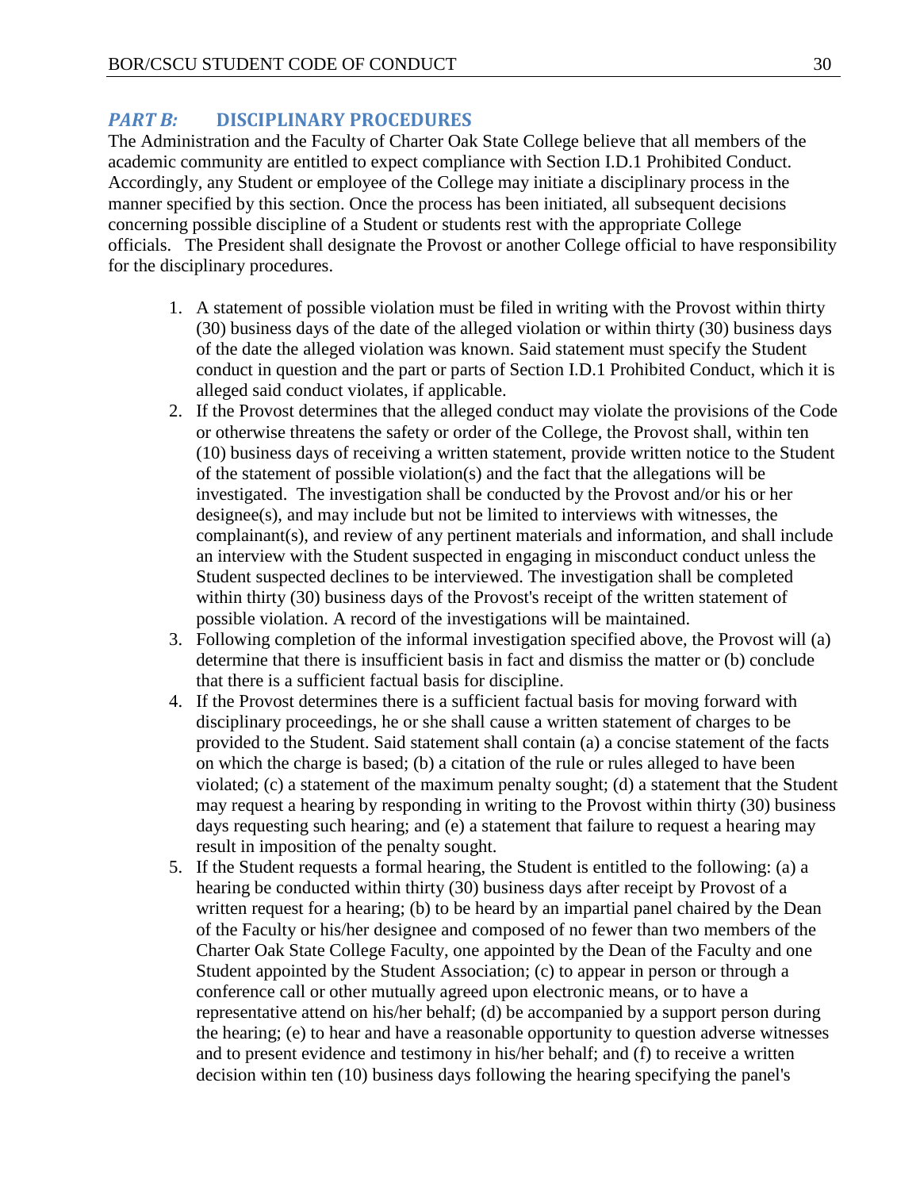## *PART B:* DISCIPLINARY PROCEDURES

The Administration and the Faculty of Charter Oak State College believe that all members of the academic community are entitled to expect compliance with Section I.D.1 Prohibited Conduct. Accordingly, any Student or employee of the College may initiate a disciplinary process in the manner specified by this section. Once the process has been initiated, all subsequent decisions concerning possible discipline of a Student or students rest with the appropriate College officials. The President shall designate the Provost or another College official to have responsibility for the disciplinary procedures.

1. A statement of possible violation must be filed in writing with the Provost within thirty (30) business days of the date of the alleged violation or within thirty (30) business days of the date the alleged violation was known. Said statement must specify the Student conduct in question and the part or parts of Section I.D.1 Prohibited Conduct, which it is alleged said conduct violates, if applicable.
2. If the Provost determines that the alleged conduct may violate the provisions of the Code or otherwise threatens the safety or order of the College, the Provost shall, within ten (10) business days of receiving a written statement, provide written notice to the Student of the statement of possible violation(s) and the fact that the allegations will be investigated. The investigation shall be conducted by the Provost and/or his or her designee(s), and may include but not be limited to interviews with witnesses, the complainant(s), and review of any pertinent materials and information, and shall include an interview with the Student suspected in engaging in misconduct conduct unless the Student suspected declines to be interviewed. The investigation shall be completed within thirty (30) business days of the Provost's receipt of the written statement of possible violation. A record of the investigations will be maintained.
3. Following completion of the informal investigation specified above, the Provost will (a) determine that there is insufficient basis in fact and dismiss the matter or (b) conclude that there is a sufficient factual basis for discipline.
4. If the Provost determines there is a sufficient factual basis for moving forward with disciplinary proceedings, he or she shall cause a written statement of charges to be provided to the Student. Said statement shall contain (a) a concise statement of the facts on which the charge is based; (b) a citation of the rule or rules alleged to have been violated; (c) a statement of the maximum penalty sought; (d) a statement that the Student may request a hearing by responding in writing to the Provost within thirty (30) business days requesting such hearing; and (e) a statement that failure to request a hearing may result in imposition of the penalty sought.
5. If the Student requests a formal hearing, the Student is entitled to the following: (a) a hearing be conducted within thirty (30) business days after receipt by Provost of a written request for a hearing; (b) to be heard by an impartial panel chaired by the Dean of the Faculty or his/her designee and composed of no fewer than two members of the Charter Oak State College Faculty, one appointed by the Dean of the Faculty and one Student appointed by the Student Association; (c) to appear in person or through a conference call or other mutually agreed upon electronic means, or to have a representative attend on his/her behalf; (d) be accompanied by a support person during the hearing; (e) to hear and have a reasonable opportunity to question adverse witnesses and to present evidence and testimony in his/her behalf; and (f) to receive a written decision within ten (10) business days following the hearing specifying the panel's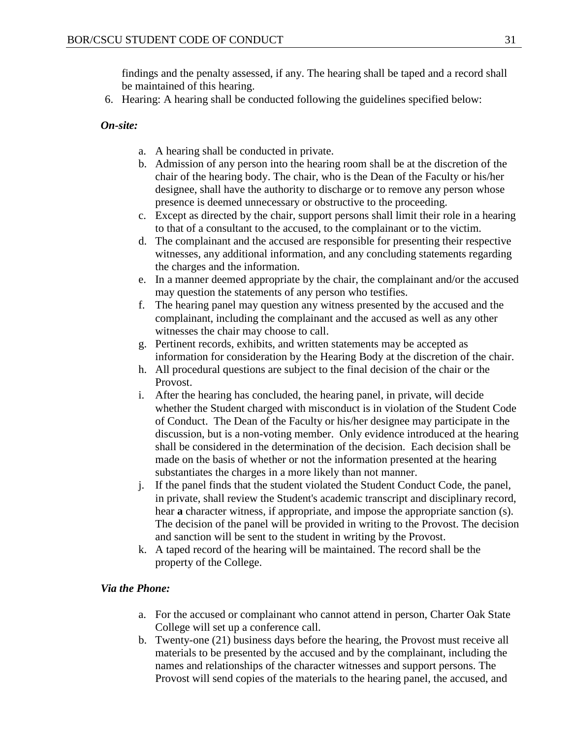findings and the penalty assessed, if any. The hearing shall be taped and a record shall be maintained of this hearing.

6. Hearing: A hearing shall be conducted following the guidelines specified below:

***On-site:***

a. A hearing shall be conducted in private.
b. Admission of any person into the hearing room shall be at the discretion of the chair of the hearing body. The chair, who is the Dean of the Faculty or his/her designee, shall have the authority to discharge or to remove any person whose presence is deemed unnecessary or obstructive to the proceeding.
c. Except as directed by the chair, support persons shall limit their role in a hearing to that of a consultant to the accused, to the complainant or to the victim.
d. The complainant and the accused are responsible for presenting their respective witnesses, any additional information, and any concluding statements regarding the charges and the information.
e. In a manner deemed appropriate by the chair, the complainant and/or the accused may question the statements of any person who testifies.
f. The hearing panel may question any witness presented by the accused and the complainant, including the complainant and the accused as well as any other witnesses the chair may choose to call.
g. Pertinent records, exhibits, and written statements may be accepted as information for consideration by the Hearing Body at the discretion of the chair.
h. All procedural questions are subject to the final decision of the chair or the Provost.
i. After the hearing has concluded, the hearing panel, in private, will decide whether the Student charged with misconduct is in violation of the Student Code of Conduct. The Dean of the Faculty or his/her designee may participate in the discussion, but is a non-voting member. Only evidence introduced at the hearing shall be considered in the determination of the decision. Each decision shall be made on the basis of whether or not the information presented at the hearing substantiates the charges in a more likely than not manner.
j. If the panel finds that the student violated the Student Conduct Code, the panel, in private, shall review the Student's academic transcript and disciplinary record, hear **a** character witness, if appropriate, and impose the appropriate sanction (s). The decision of the panel will be provided in writing to the Provost. The decision and sanction will be sent to the student in writing by the Provost.
k. A taped record of the hearing will be maintained. The record shall be the property of the College.

***Via the Phone:***

a. For the accused or complainant who cannot attend in person, Charter Oak State College will set up a conference call.
b. Twenty-one (21) business days before the hearing, the Provost must receive all materials to be presented by the accused and by the complainant, including the names and relationships of the character witnesses and support persons. The Provost will send copies of the materials to the hearing panel, the accused, and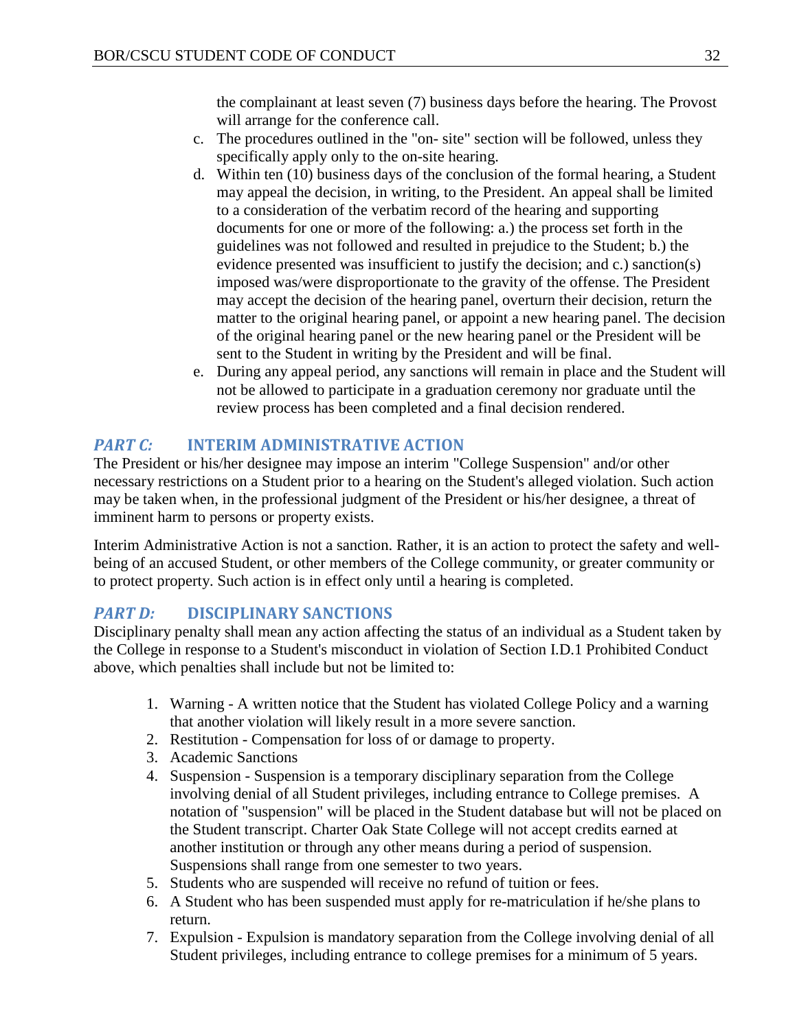the complainant at least seven (7) business days before the hearing. The Provost will arrange for the conference call.

c. The procedures outlined in the "on- site" section will be followed, unless they specifically apply only to the on-site hearing.
d. Within ten (10) business days of the conclusion of the formal hearing, a Student may appeal the decision, in writing, to the President. An appeal shall be limited to a consideration of the verbatim record of the hearing and supporting documents for one or more of the following: a.) the process set forth in the guidelines was not followed and resulted in prejudice to the Student; b.) the evidence presented was insufficient to justify the decision; and c.) sanction(s) imposed was/were disproportionate to the gravity of the offense. The President may accept the decision of the hearing panel, overturn their decision, return the matter to the original hearing panel, or appoint a new hearing panel. The decision of the original hearing panel or the new hearing panel or the President will be sent to the Student in writing by the President and will be final.
e. During any appeal period, any sanctions will remain in place and the Student will not be allowed to participate in a graduation ceremony nor graduate until the review process has been completed and a final decision rendered.

## *PART C:* INTERIM ADMINISTRATIVE ACTION

The President or his/her designee may impose an interim "College Suspension" and/or other necessary restrictions on a Student prior to a hearing on the Student's alleged violation. Such action may be taken when, in the professional judgment of the President or his/her designee, a threat of imminent harm to persons or property exists.

Interim Administrative Action is not a sanction. Rather, it is an action to protect the safety and well-being of an accused Student, or other members of the College community, or greater community or to protect property. Such action is in effect only until a hearing is completed.

## *PART D:* DISCIPLINARY SANCTIONS

Disciplinary penalty shall mean any action affecting the status of an individual as a Student taken by the College in response to a Student's misconduct in violation of Section I.D.1 Prohibited Conduct above, which penalties shall include but not be limited to:

1. Warning - A written notice that the Student has violated College Policy and a warning that another violation will likely result in a more severe sanction.
2. Restitution - Compensation for loss of or damage to property.
3. Academic Sanctions
4. Suspension - Suspension is a temporary disciplinary separation from the College involving denial of all Student privileges, including entrance to College premises. A notation of "suspension" will be placed in the Student database but will not be placed on the Student transcript. Charter Oak State College will not accept credits earned at another institution or through any other means during a period of suspension. Suspensions shall range from one semester to two years.
5. Students who are suspended will receive no refund of tuition or fees.
6. A Student who has been suspended must apply for re-matriculation if he/she plans to return.
7. Expulsion - Expulsion is mandatory separation from the College involving denial of all Student privileges, including entrance to college premises for a minimum of 5 years.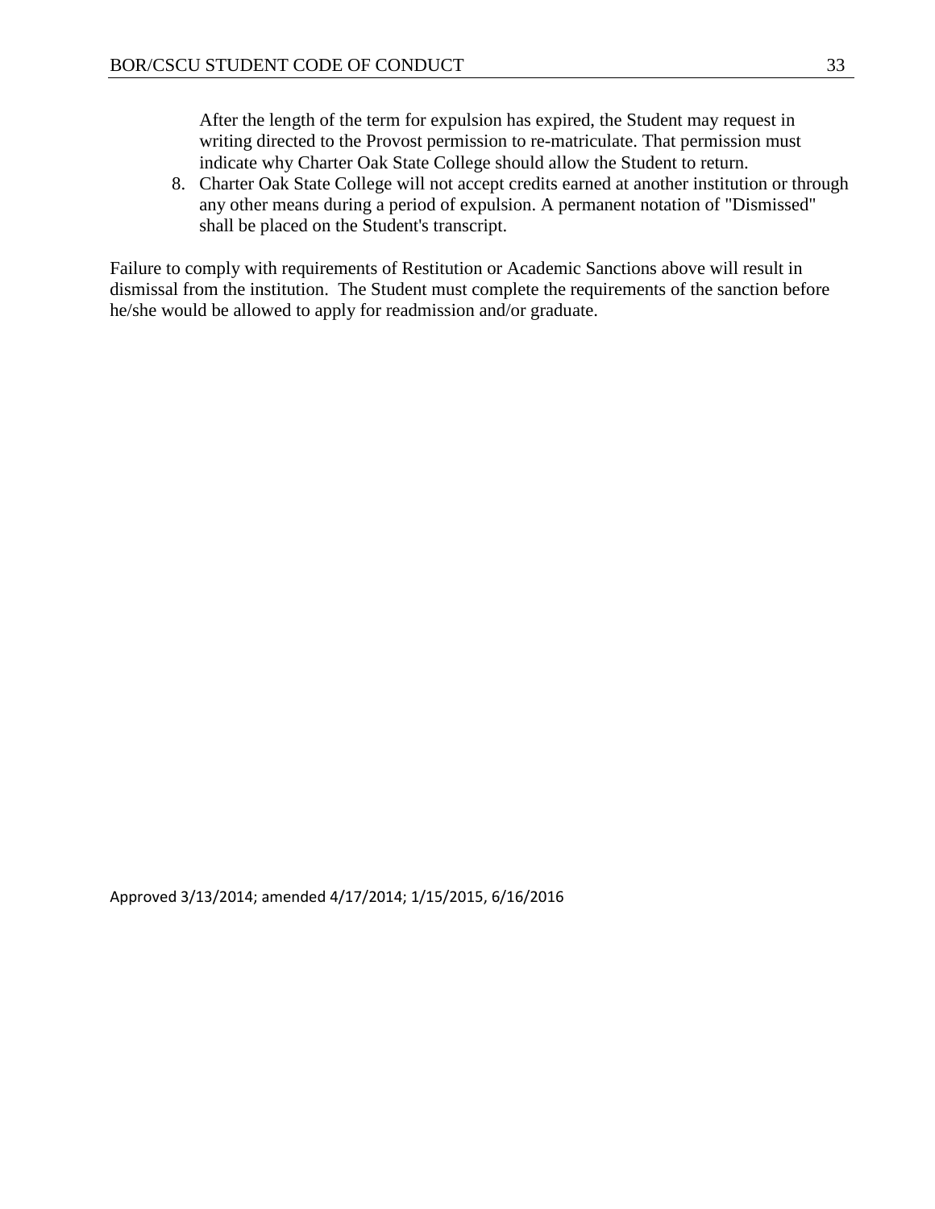After the length of the term for expulsion has expired, the Student may request in writing directed to the Provost permission to re-matriculate. That permission must indicate why Charter Oak State College should allow the Student to return.

8. Charter Oak State College will not accept credits earned at another institution or through any other means during a period of expulsion. A permanent notation of "Dismissed" shall be placed on the Student's transcript.

Failure to comply with requirements of Restitution or Academic Sanctions above will result in dismissal from the institution. The Student must complete the requirements of the sanction before he/she would be allowed to apply for readmission and/or graduate.

Approved 3/13/2014; amended 4/17/2014; 1/15/2015, 6/16/2016